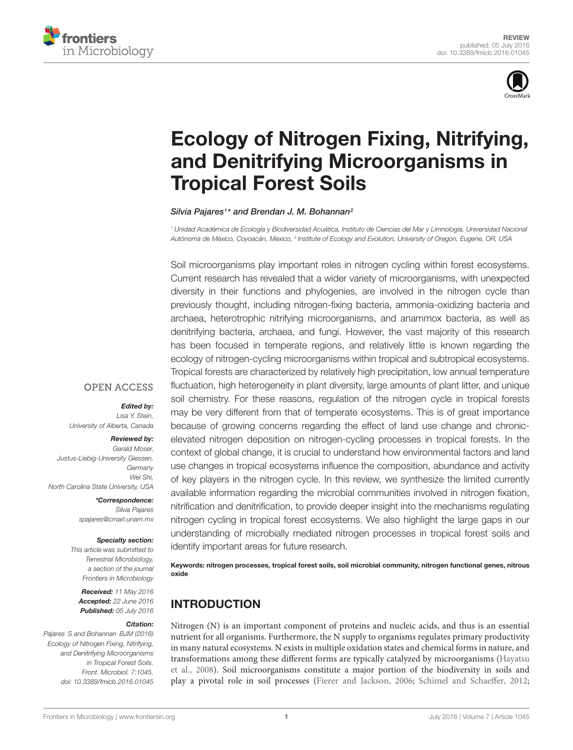REVIEW
published: 05 July 2016
doi: 10.3389/fmicb.2016.01045

# Ecology of Nitrogen Fixing, Nitrifying, and Denitrifying Microorganisms in Tropical Forest Soils

*Silvia Pajares[1]\* and Brendan J. M. Bohannan[2]*

[1] Unidad Académica de Ecología y Biodiversidad Acuática, Instituto de Ciencias del Mar y Limnología, Universidad Nacional Autónoma de México, Coyoacán, Mexico, [2] Institute of Ecology and Evolution, University of Oregon, Eugene, OR, USA

OPEN ACCESS

***Edited by:***
Lisa Y. Stein,
University of Alberta, Canada

***Reviewed by:***
Gerald Moser,
Justus-Liebig-University Giessen, Germany
Wei Shi,
North Carolina State University, USA

***\*Correspondence:***
Silvia Pajares
spajares@cmarl.unam.mx

***Specialty section:***
This article was submitted to Terrestrial Microbiology, a section of the journal Frontiers in Microbiology

***Received:*** 11 May 2016
***Accepted:*** 22 June 2016
***Published:*** 05 July 2016

***Citation:***
Pajares S and Bohannan BJM (2016) Ecology of Nitrogen Fixing, Nitrifying, and Denitrifying Microorganisms in Tropical Forest Soils. Front. Microbiol. 7:1045. doi: 10.3389/fmicb.2016.01045

Soil microorganisms play important roles in nitrogen cycling within forest ecosystems. Current research has revealed that a wider variety of microorganisms, with unexpected diversity in their functions and phylogenies, are involved in the nitrogen cycle than previously thought, including nitrogen-fixing bacteria, ammonia-oxidizing bacteria and archaea, heterotrophic nitrifying microorganisms, and anammox bacteria, as well as denitrifying bacteria, archaea, and fungi. However, the vast majority of this research has been focused in temperate regions, and relatively little is known regarding the ecology of nitrogen-cycling microorganisms within tropical and subtropical ecosystems. Tropical forests are characterized by relatively high precipitation, low annual temperature fluctuation, high heterogeneity in plant diversity, large amounts of plant litter, and unique soil chemistry. For these reasons, regulation of the nitrogen cycle in tropical forests may be very different from that of temperate ecosystems. This is of great importance because of growing concerns regarding the effect of land use change and chronic-elevated nitrogen deposition on nitrogen-cycling processes in tropical forests. In the context of global change, it is crucial to understand how environmental factors and land use changes in tropical ecosystems influence the composition, abundance and activity of key players in the nitrogen cycle. In this review, we synthesize the limited currently available information regarding the microbial communities involved in nitrogen fixation, nitrification and denitrification, to provide deeper insight into the mechanisms regulating nitrogen cycling in tropical forest ecosystems. We also highlight the large gaps in our understanding of microbially mediated nitrogen processes in tropical forest soils and identify important areas for future research.

**Keywords: nitrogen processes, tropical forest soils, soil microbial community, nitrogen functional genes, nitrous oxide**

## INTRODUCTION

Nitrogen (N) is an important component of proteins and nucleic acids, and thus is an essential nutrient for all organisms. Furthermore, the N supply to organisms regulates primary productivity in many natural ecosystems. N exists in multiple oxidation states and chemical forms in nature, and transformations among these different forms are typically catalyzed by microorganisms (Hayatsu et al., 2008). Soil microorganisms constitute a major portion of the biodiversity in soils and play a pivotal role in soil processes (Fierer and Jackson, 2006; Schimel and Schaeffer, 2012;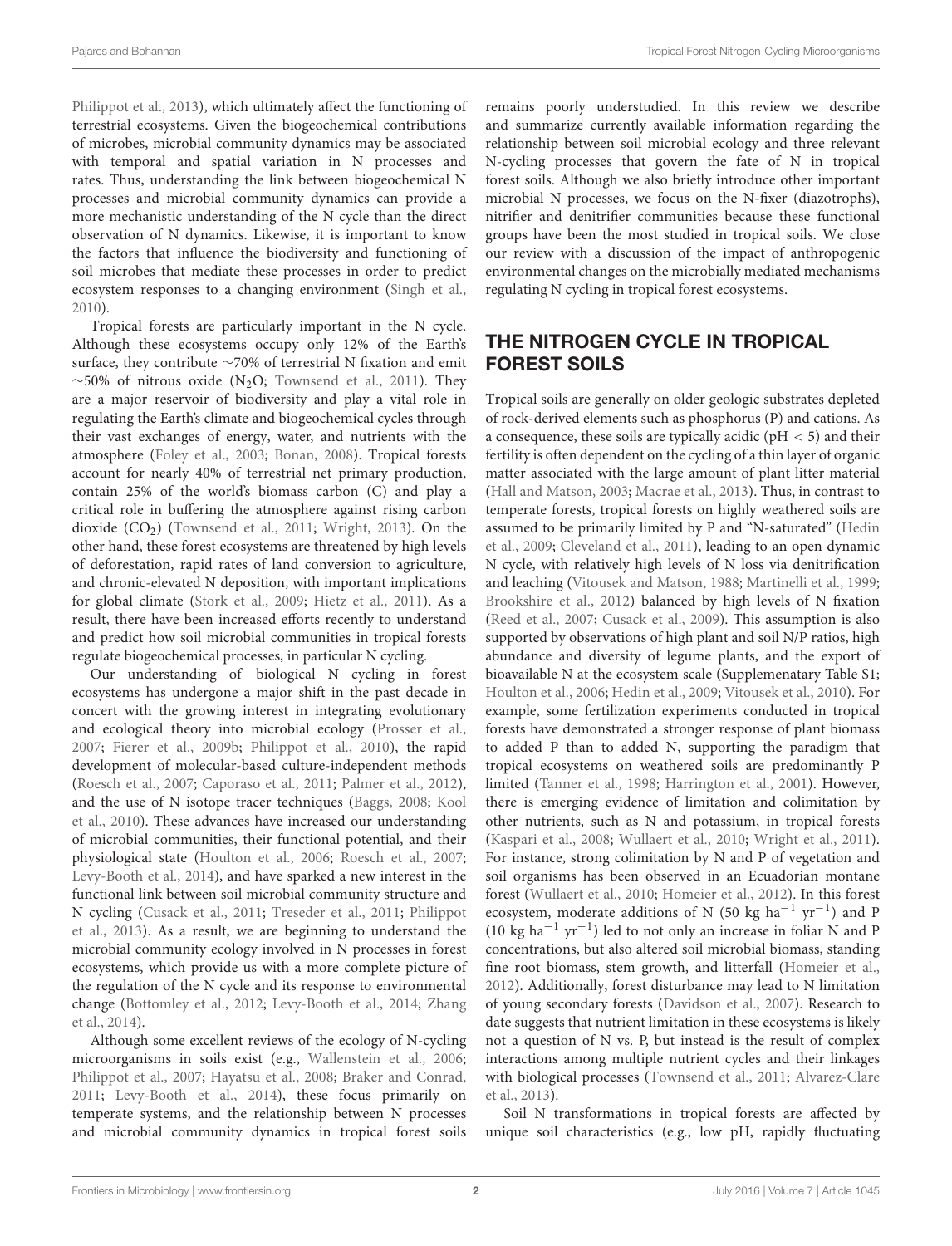Philippot et al., 2013), which ultimately affect the functioning of terrestrial ecosystems. Given the biogeochemical contributions of microbes, microbial community dynamics may be associated with temporal and spatial variation in N processes and rates. Thus, understanding the link between biogeochemical N processes and microbial community dynamics can provide a more mechanistic understanding of the N cycle than the direct observation of N dynamics. Likewise, it is important to know the factors that influence the biodiversity and functioning of soil microbes that mediate these processes in order to predict ecosystem responses to a changing environment (Singh et al., 2010).

Tropical forests are particularly important in the N cycle. Although these ecosystems occupy only 12% of the Earth's surface, they contribute ~70% of terrestrial N fixation and emit ~50% of nitrous oxide ($N_2O$; Townsend et al., 2011). They are a major reservoir of biodiversity and play a vital role in regulating the Earth's climate and biogeochemical cycles through their vast exchanges of energy, water, and nutrients with the atmosphere (Foley et al., 2003; Bonan, 2008). Tropical forests account for nearly 40% of terrestrial net primary production, contain 25% of the world's biomass carbon (C) and play a critical role in buffering the atmosphere against rising carbon dioxide ($CO_2$) (Townsend et al., 2011; Wright, 2013). On the other hand, these forest ecosystems are threatened by high levels of deforestation, rapid rates of land conversion to agriculture, and chronic-elevated N deposition, with important implications for global climate (Stork et al., 2009; Hietz et al., 2011). As a result, there have been increased efforts recently to understand and predict how soil microbial communities in tropical forests regulate biogeochemical processes, in particular N cycling.

Our understanding of biological N cycling in forest ecosystems has undergone a major shift in the past decade in concert with the growing interest in integrating evolutionary and ecological theory into microbial ecology (Prosser et al., 2007; Fierer et al., 2009b; Philippot et al., 2010), the rapid development of molecular-based culture-independent methods (Roesch et al., 2007; Caporaso et al., 2011; Palmer et al., 2012), and the use of N isotope tracer techniques (Baggs, 2008; Kool et al., 2010). These advances have increased our understanding of microbial communities, their functional potential, and their physiological state (Houlton et al., 2006; Roesch et al., 2007; Levy-Booth et al., 2014), and have sparked a new interest in the functional link between soil microbial community structure and N cycling (Cusack et al., 2011; Treseder et al., 2011; Philippot et al., 2013). As a result, we are beginning to understand the microbial community ecology involved in N processes in forest ecosystems, which provide us with a more complete picture of the regulation of the N cycle and its response to environmental change (Bottomley et al., 2012; Levy-Booth et al., 2014; Zhang et al., 2014).

Although some excellent reviews of the ecology of N-cycling microorganisms in soils exist (e.g., Wallenstein et al., 2006; Philippot et al., 2007; Hayatsu et al., 2008; Braker and Conrad, 2011; Levy-Booth et al., 2014), these focus primarily on temperate systems, and the relationship between N processes and microbial community dynamics in tropical forest soils remains poorly understudied. In this review we describe and summarize currently available information regarding the relationship between soil microbial ecology and three relevant N-cycling processes that govern the fate of N in tropical forest soils. Although we also briefly introduce other important microbial N processes, we focus on the N-fixer (diazotrophs), nitrifier and denitrifier communities because these functional groups have been the most studied in tropical soils. We close our review with a discussion of the impact of anthropogenic environmental changes on the microbially mediated mechanisms regulating N cycling in tropical forest ecosystems.

## THE NITROGEN CYCLE IN TROPICAL FOREST SOILS

Tropical soils are generally on older geologic substrates depleted of rock-derived elements such as phosphorus (P) and cations. As a consequence, these soils are typically acidic (pH < 5) and their fertility is often dependent on the cycling of a thin layer of organic matter associated with the large amount of plant litter material (Hall and Matson, 2003; Macrae et al., 2013). Thus, in contrast to temperate forests, tropical forests on highly weathered soils are assumed to be primarily limited by P and "N-saturated" (Hedin et al., 2009; Cleveland et al., 2011), leading to an open dynamic N cycle, with relatively high levels of N loss via denitrification and leaching (Vitousek and Matson, 1988; Martinelli et al., 1999; Brookshire et al., 2012) balanced by high levels of N fixation (Reed et al., 2007; Cusack et al., 2009). This assumption is also supported by observations of high plant and soil N/P ratios, high abundance and diversity of legume plants, and the export of bioavailable N at the ecosystem scale (Supplemenatary Table S1; Houlton et al., 2006; Hedin et al., 2009; Vitousek et al., 2010). For example, some fertilization experiments conducted in tropical forests have demonstrated a stronger response of plant biomass to added P than to added N, supporting the paradigm that tropical ecosystems on weathered soils are predominantly P limited (Tanner et al., 1998; Harrington et al., 2001). However, there is emerging evidence of limitation and colimitation by other nutrients, such as N and potassium, in tropical forests (Kaspari et al., 2008; Wullaert et al., 2010; Wright et al., 2011). For instance, strong colimitation by N and P of vegetation and soil organisms has been observed in an Ecuadorian montane forest (Wullaert et al., 2010; Homeier et al., 2012). In this forest ecosystem, moderate additions of N (50 kg $ha^{-1}$ $yr^{-1}$) and P (10 kg $ha^{-1}$ $yr^{-1}$) led to not only an increase in foliar N and P concentrations, but also altered soil microbial biomass, standing fine root biomass, stem growth, and litterfall (Homeier et al., 2012). Additionally, forest disturbance may lead to N limitation of young secondary forests (Davidson et al., 2007). Research to date suggests that nutrient limitation in these ecosystems is likely not a question of N vs. P, but instead is the result of complex interactions among multiple nutrient cycles and their linkages with biological processes (Townsend et al., 2011; Alvarez-Clare et al., 2013).

Soil N transformations in tropical forests are affected by unique soil characteristics (e.g., low pH, rapidly fluctuating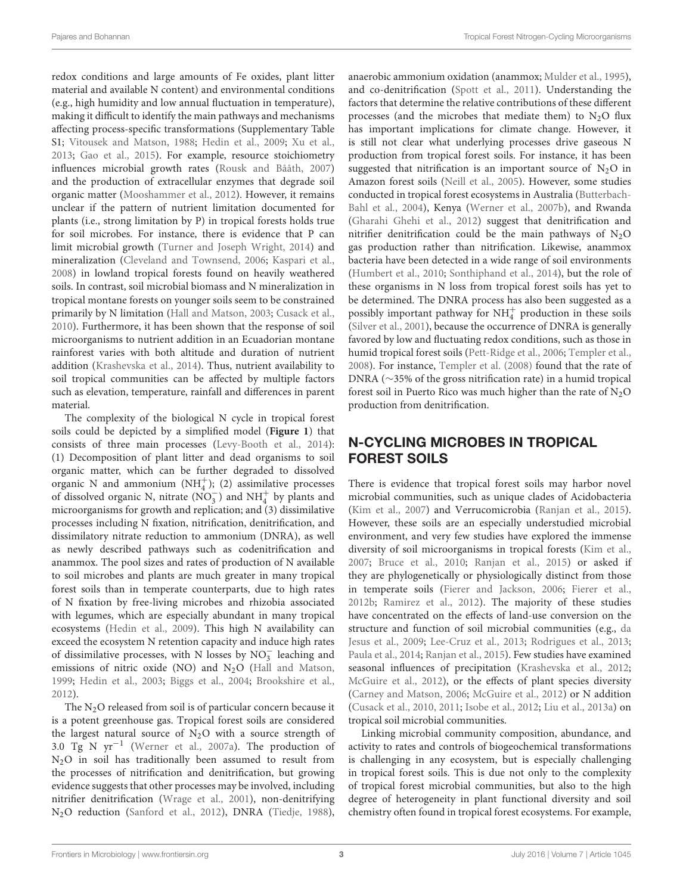redox conditions and large amounts of Fe oxides, plant litter material and available N content) and environmental conditions (e.g., high humidity and low annual fluctuation in temperature), making it difficult to identify the main pathways and mechanisms affecting process-specific transformations (Supplementary Table S1; Vitousek and Matson, 1988; Hedin et al., 2009; Xu et al., 2013; Gao et al., 2015). For example, resource stoichiometry influences microbial growth rates (Rousk and Bååth, 2007) and the production of extracellular enzymes that degrade soil organic matter (Mooshammer et al., 2012). However, it remains unclear if the pattern of nutrient limitation documented for plants (i.e., strong limitation by P) in tropical forests holds true for soil microbes. For instance, there is evidence that P can limit microbial growth (Turner and Joseph Wright, 2014) and mineralization (Cleveland and Townsend, 2006; Kaspari et al., 2008) in lowland tropical forests found on heavily weathered soils. In contrast, soil microbial biomass and N mineralization in tropical montane forests on younger soils seem to be constrained primarily by N limitation (Hall and Matson, 2003; Cusack et al., 2010). Furthermore, it has been shown that the response of soil microorganisms to nutrient addition in an Ecuadorian montane rainforest varies with both altitude and duration of nutrient addition (Krashevska et al., 2014). Thus, nutrient availability to soil tropical communities can be affected by multiple factors such as elevation, temperature, rainfall and differences in parent material.

The complexity of the biological N cycle in tropical forest soils could be depicted by a simplified model (**Figure 1**) that consists of three main processes (Levy-Booth et al., 2014): (1) Decomposition of plant litter and dead organisms to soil organic matter, which can be further degraded to dissolved organic N and ammonium ($NH_4^+$); (2) assimilative processes of dissolved organic N, nitrate ($NO_3^-$) and $NH_4^+$ by plants and microorganisms for growth and replication; and (3) dissimilative processes including N fixation, nitrification, denitrification, and dissimilatory nitrate reduction to ammonium (DNRA), as well as newly described pathways such as codenitrification and anammox. The pool sizes and rates of production of N available to soil microbes and plants are much greater in many tropical forest soils than in temperate counterparts, due to high rates of N fixation by free-living microbes and rhizobia associated with legumes, which are especially abundant in many tropical ecosystems (Hedin et al., 2009). This high N availability can exceed the ecosystem N retention capacity and induce high rates of dissimilative processes, with N losses by $NO_3^-$ leaching and emissions of nitric oxide (NO) and $N_2O$ (Hall and Matson, 1999; Hedin et al., 2003; Biggs et al., 2004; Brookshire et al., 2012).

The $N_2O$ released from soil is of particular concern because it is a potent greenhouse gas. Tropical forest soils are considered the largest natural source of $N_2O$ with a source strength of 3.0 Tg N $yr^{-1}$ (Werner et al., 2007a). The production of $N_2O$ in soil has traditionally been assumed to result from the processes of nitrification and denitrification, but growing evidence suggests that other processes may be involved, including nitrifier denitrification (Wrage et al., 2001), non-denitrifying $N_2O$ reduction (Sanford et al., 2012), DNRA (Tiedje, 1988), anaerobic ammonium oxidation (anammox; Mulder et al., 1995), and co-denitrification (Spott et al., 2011). Understanding the factors that determine the relative contributions of these different processes (and the microbes that mediate them) to $N_2O$ flux has important implications for climate change. However, it is still not clear what underlying processes drive gaseous N production from tropical forest soils. For instance, it has been suggested that nitrification is an important source of $N_2O$ in Amazon forest soils (Neill et al., 2005). However, some studies conducted in tropical forest ecosystems in Australia (Butterbach-Bahl et al., 2004), Kenya (Werner et al., 2007b), and Rwanda (Gharahi Ghehi et al., 2012) suggest that denitrification and nitrifier denitrification could be the main pathways of $N_2O$ gas production rather than nitrification. Likewise, anammox bacteria have been detected in a wide range of soil environments (Humbert et al., 2010; Sonthiphand et al., 2014), but the role of these organisms in N loss from tropical forest soils has yet to be determined. The DNRA process has also been suggested as a possibly important pathway for $NH_4^+$ production in these soils (Silver et al., 2001), because the occurrence of DNRA is generally favored by low and fluctuating redox conditions, such as those in humid tropical forest soils (Pett-Ridge et al., 2006; Templer et al., 2008). For instance, Templer et al. (2008) found that the rate of DNRA (~35% of the gross nitrification rate) in a humid tropical forest soil in Puerto Rico was much higher than the rate of $N_2O$ production from denitrification.

## N-CYCLING MICROBES IN TROPICAL FOREST SOILS

There is evidence that tropical forest soils may harbor novel microbial communities, such as unique clades of Acidobacteria (Kim et al., 2007) and Verrucomicrobia (Ranjan et al., 2015). However, these soils are an especially understudied microbial environment, and very few studies have explored the immense diversity of soil microorganisms in tropical forests (Kim et al., 2007; Bruce et al., 2010; Ranjan et al., 2015) or asked if they are phylogenetically or physiologically distinct from those in temperate soils (Fierer and Jackson, 2006; Fierer et al., 2012b; Ramirez et al., 2012). The majority of these studies have concentrated on the effects of land-use conversion on the structure and function of soil microbial communities (e.g., da Jesus et al., 2009; Lee-Cruz et al., 2013; Rodrigues et al., 2013; Paula et al., 2014; Ranjan et al., 2015). Few studies have examined seasonal influences of precipitation (Krashevska et al., 2012; McGuire et al., 2012), or the effects of plant species diversity (Carney and Matson, 2006; McGuire et al., 2012) or N addition (Cusack et al., 2010, 2011; Isobe et al., 2012; Liu et al., 2013a) on tropical soil microbial communities.

Linking microbial community composition, abundance, and activity to rates and controls of biogeochemical transformations is challenging in any ecosystem, but is especially challenging in tropical forest soils. This is due not only to the complexity of tropical forest microbial communities, but also to the high degree of heterogeneity in plant functional diversity and soil chemistry often found in tropical forest ecosystems. For example,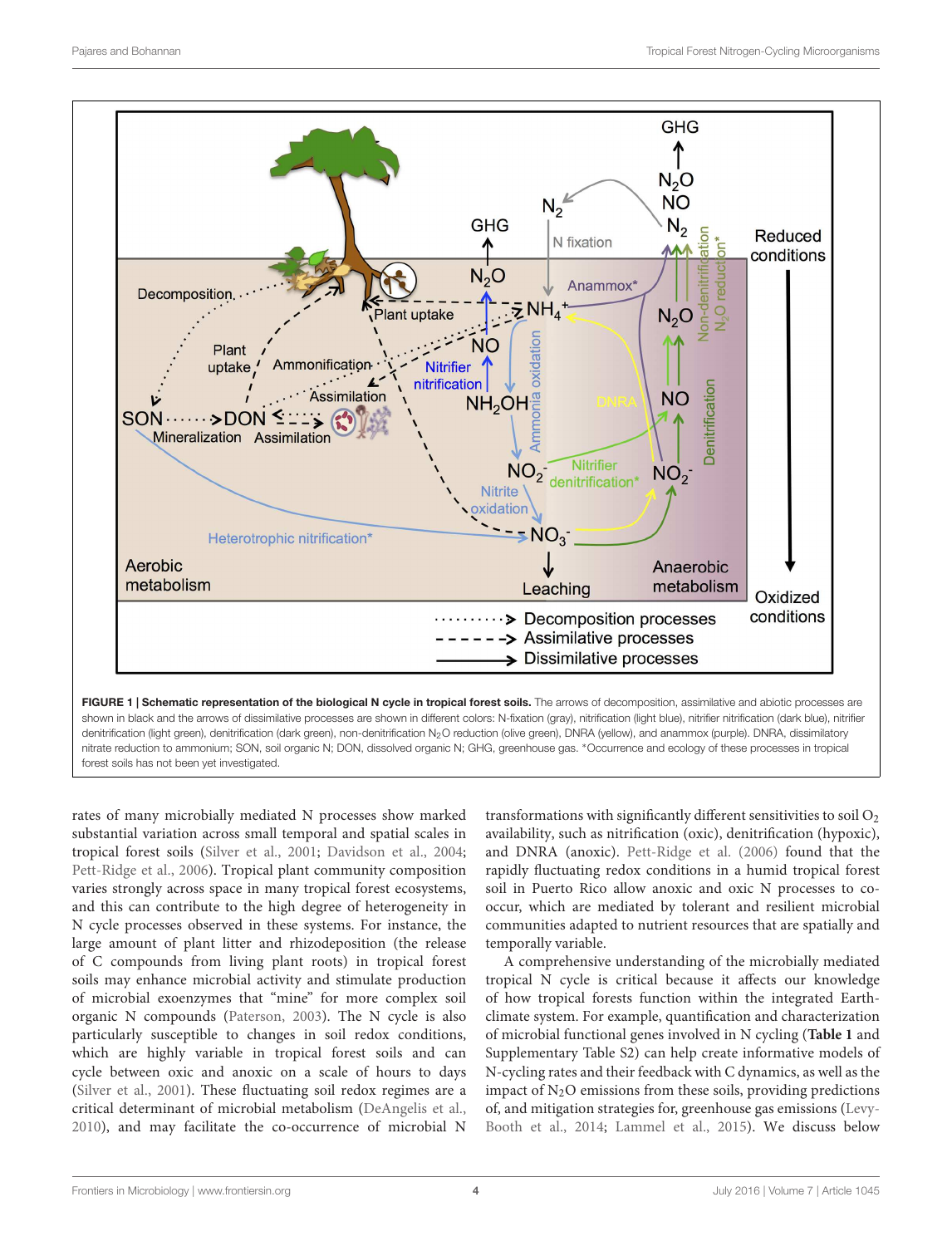**FIGURE 1 | Schematic representation of the biological N cycle in tropical forest soils.** The arrows of decomposition, assimilative and abiotic processes are shown in black and the arrows of dissimilative processes are shown in different colors: N-fixation (gray), nitrification (light blue), nitrifier nitrification (dark blue), nitrifier denitrification (light green), denitrification (dark green), non-denitrification $N_2O$ reduction (olive green), DNRA (yellow), and anammox (purple). DNRA, dissimilatory nitrate reduction to ammonium; SON, soil organic N; DON, dissolved organic N; GHG, greenhouse gas. *Occurrence and ecology of these processes in tropical forest soils has not been yet investigated.

rates of many microbially mediated N processes show marked substantial variation across small temporal and spatial scales in tropical forest soils (Silver et al., 2001; Davidson et al., 2004; Pett-Ridge et al., 2006). Tropical plant community composition varies strongly across space in many tropical forest ecosystems, and this can contribute to the high degree of heterogeneity in N cycle processes observed in these systems. For instance, the large amount of plant litter and rhizodeposition (the release of C compounds from living plant roots) in tropical forest soils may enhance microbial activity and stimulate production of microbial exoenzymes that "mine" for more complex soil organic N compounds (Paterson, 2003). The N cycle is also particularly susceptible to changes in soil redox conditions, which are highly variable in tropical forest soils and can cycle between oxic and anoxic on a scale of hours to days (Silver et al., 2001). These fluctuating soil redox regimes are a critical determinant of microbial metabolism (DeAngelis et al., 2010), and may facilitate the co-occurrence of microbial N transformations with significantly different sensitivities to soil $O_2$ availability, such as nitrification (oxic), denitrification (hypoxic), and DNRA (anoxic). Pett-Ridge et al. (2006) found that the rapidly fluctuating redox conditions in a humid tropical forest soil in Puerto Rico allow anoxic and oxic N processes to co-occur, which are mediated by tolerant and resilient microbial communities adapted to nutrient resources that are spatially and temporally variable.

A comprehensive understanding of the microbially mediated tropical N cycle is critical because it affects our knowledge of how tropical forests function within the integrated Earth-climate system. For example, quantification and characterization of microbial functional genes involved in N cycling (**Table 1** and Supplementary Table S2) can help create informative models of N-cycling rates and their feedback with C dynamics, as well as the impact of $N_2O$ emissions from these soils, providing predictions of, and mitigation strategies for, greenhouse gas emissions (Levy-Booth et al., 2014; Lammel et al., 2015). We discuss below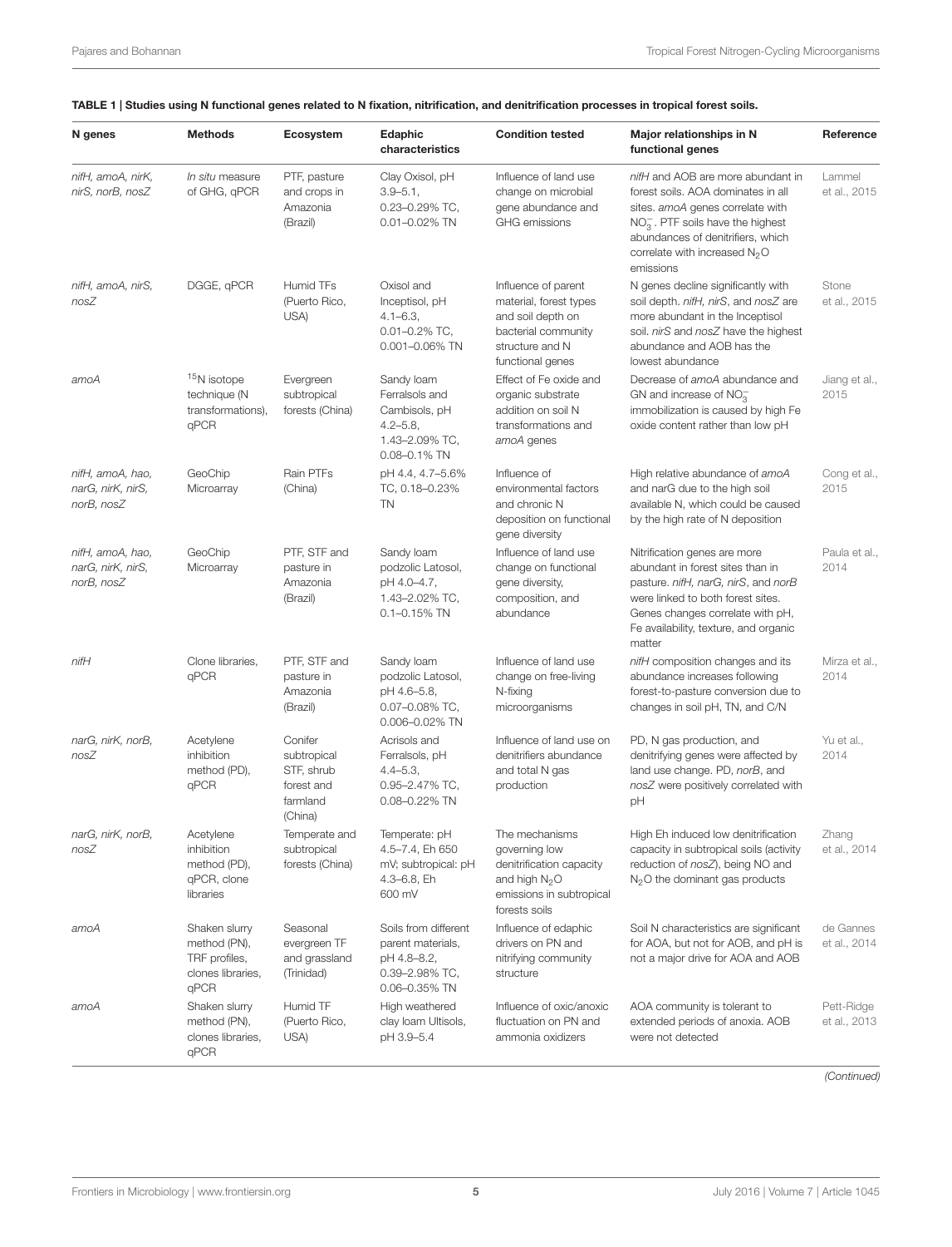**TABLE 1 | Studies using N functional genes related to N fixation, nitrification, and denitrification processes in tropical forest soils.**

| N genes | Methods | Ecosystem | Edaphic characteristics | Condition tested | Major relationships in N functional genes | Reference |
|---|---|---|---|---|---|---|
| *nifH, amoA, nirK, nirS, norB, nosZ* | *In situ* measure of GHG, qPCR | PTF, pasture and crops in Amazonia (Brazil) | Clay Oxisol, pH 3.9–5.1, 0.23–0.29% TC, 0.01–0.02% TN | Influence of land use change on microbial gene abundance and GHG emissions | *nifH* and AOB are more abundant in forest soils. AOA dominates in all sites. *amoA* genes correlate with $NO_3^-$. PTF soils have the highest abundances of denitrifiers, which correlate with increased $N_2O$ emissions | Lammel et al., 2015 |
| *nifH, amoA, nirS, nosZ* | DGGE, qPCR | Humid TFs (Puerto Rico, USA) | Oxisol and Inceptisol, pH 4.1–6.3, 0.01–0.2% TC, 0.001–0.06% TN | Influence of parent material, forest types and soil depth on bacterial community structure and N functional genes | N genes decline significantly with soil depth. *nifH, nirS*, and *nosZ* are more abundant in the Inceptisol soil. *nirS* and *nosZ* have the highest abundance and AOB has the lowest abundance | Stone et al., 2015 |
| *amoA* | $^{15}N$ isotope technique (N transformations), qPCR | Evergreen subtropical forests (China) | Sandy loam Ferralsols and Cambisols, pH 4.2–5.8, 1.43–2.09% TC, 0.08–0.1% TN | Effect of Fe oxide and organic substrate addition on soil N transformations and *amoA* genes | Decrease of *amoA* abundance and GN and increase of $NO_3^-$ immobilization is caused by high Fe oxide content rather than low pH | Jiang et al., 2015 |
| *nifH, amoA, hao, narG, nirK, nirS, norB, nosZ* | GeoChip Microarray | Rain PTFs (China) | pH 4.4, 4.7–5.6% TC, 0.18–0.23% TN | Influence of environmental factors and chronic N deposition on functional gene diversity | High relative abundance of *amoA* and narG due to the high soil available N, which could be caused by the high rate of N deposition | Cong et al., 2015 |
| *nifH, amoA, hao, narG, nirK, nirS, norB, nosZ* | GeoChip Microarray | PTF, STF and pasture in Amazonia (Brazil) | Sandy loam podzolic Latosol, pH 4.0–4.7, 1.43–2.02% TC, 0.1–0.15% TN | Influence of land use change on functional gene diversity, composition, and abundance | Nitrification genes are more abundant in forest sites than in pasture. *nifH, narG, nirS*, and *norB* were linked to both forest sites. Genes changes correlate with pH, Fe availability, texture, and organic matter | Paula et al., 2014 |
| *nifH* | Clone libraries, qPCR | PTF, STF and pasture in Amazonia (Brazil) | Sandy loam podzolic Latosol, pH 4.6–5.8, 0.07–0.08% TC, 0.006–0.02% TN | Influence of land use change on free-living N-fixing microorganisms | *nifH* composition changes and its abundance increases following forest-to-pasture conversion due to changes in soil pH, TN, and C/N | Mirza et al., 2014 |
| *narG, nirK, norB, nosZ* | Acetylene inhibition method (PD), qPCR | Conifer subtropical STF, shrub forest and farmland (China) | Acrisols and Ferralsols, pH 4.4–5.3, 0.95–2.47% TC, 0.08–0.22% TN | Influence of land use on denitrifiers abundance and total N gas production | PD, N gas production, and denitrifying genes were affected by land use change. PD, *norB*, and *nosZ* were positively correlated with pH | Yu et al., 2014 |
| *narG, nirK, norB, nosZ* | Acetylene inhibition method (PD), qPCR, clone libraries | Temperate and subtropical forests (China) | Temperate: pH 4.5–7.4, Eh 650 mV; subtropical: pH 4.3–6.8, Eh 600 mV | The mechanisms governing low denitrification capacity and high $N_2O$ emissions in subtropical forests soils | High Eh induced low denitrification capacity in subtropical soils (activity reduction of *nosZ*), being NO and $N_2O$ the dominant gas products | Zhang et al., 2014 |
| *amoA* | Shaken slurry method (PN), TRF profiles, clones libraries, qPCR | Seasonal evergreen TF and grassland (Trinidad) | Soils from different parent materials, pH 4.8–8.2, 0.39–2.98% TC, 0.06–0.35% TN | Influence of edaphic drivers on PN and nitrifying community structure | Soil N characteristics are significant for AOA, but not for AOB, and pH is not a major drive for AOA and AOB | de Gannes et al., 2014 |
| *amoA* | Shaken slurry method (PN), clones libraries, qPCR | Humid TF (Puerto Rico, USA) | High weathered clay loam Ultisols, pH 3.9–5.4 | Influence of oxic/anoxic fluctuation on PN and ammonia oxidizers | AOA community is tolerant to extended periods of anoxia. AOB were not detected | Pett-Ridge et al., 2013 |

*(Continued)*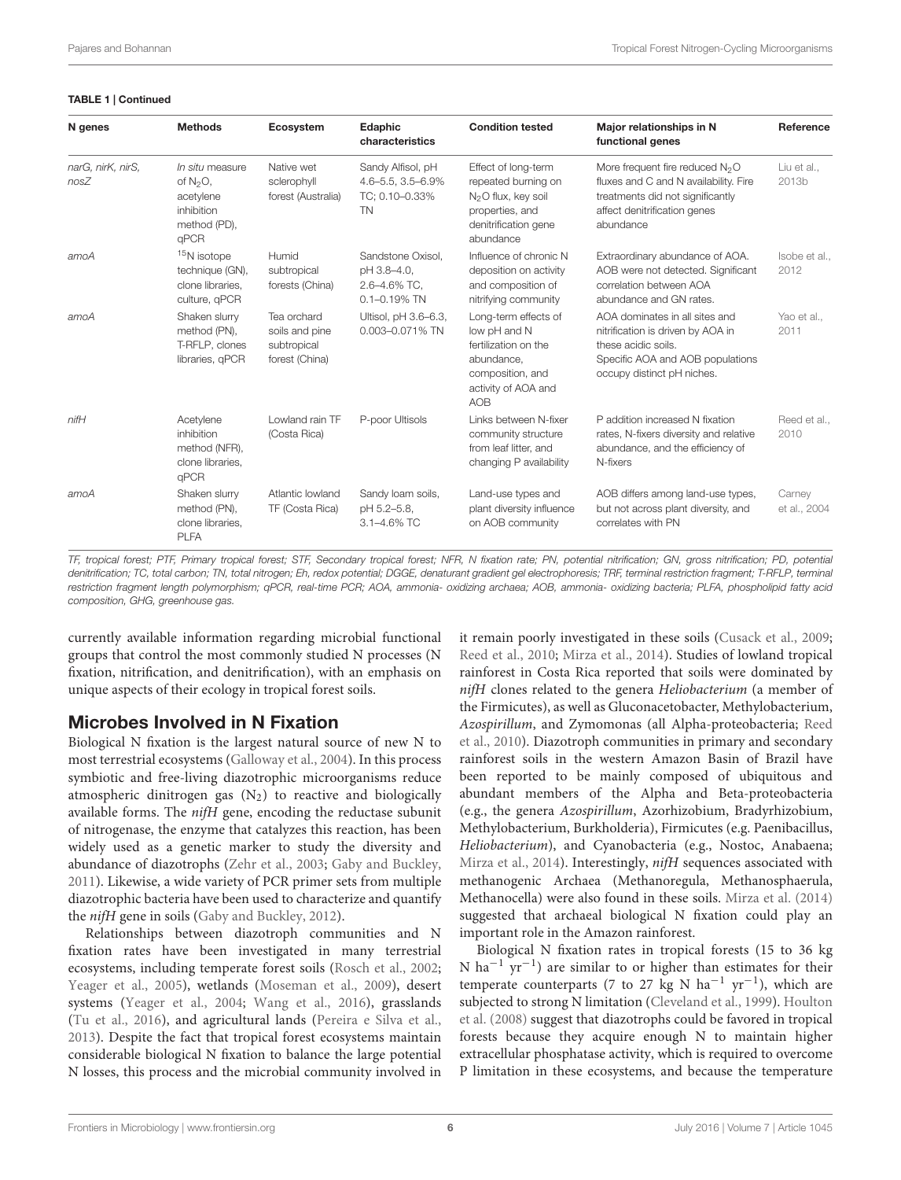**TABLE 1 | Continued**

| N genes | Methods | Ecosystem | Edaphic characteristics | Condition tested | Major relationships in N functional genes | Reference |
|---|---|---|---|---|---|---|
| *narG, nirK, nirS, nosZ* | *In situ* measure of $N_2O$, acetylene inhibition method (PD), qPCR | Native wet sclerophyll forest (Australia) | Sandy Alfisol, pH 4.6–5.5, 3.5–6.9% TC; 0.10–0.33% TN | Effect of long-term repeated burning on $N_2O$ flux, key soil properties, and denitrification gene abundance | More frequent fire reduced $N_2O$ fluxes and C and N availability. Fire treatments did not significantly affect denitrification genes abundance | Liu et al., 2013b |
| *amoA* | $^{15}N$ isotope technique (GN), clone libraries, culture, qPCR | Humid subtropical forests (China) | Sandstone Oxisol, pH 3.8–4.0, 2.6–4.6% TC, 0.1–0.19% TN | Influence of chronic N deposition on activity and composition of nitrifying community | Extraordinary abundance of AOA. AOB were not detected. Significant correlation between AOA abundance and GN rates. | Isobe et al., 2012 |
| *amoA* | Shaken slurry method (PN), T-RFLP, clones libraries, qPCR | Tea orchard soils and pine subtropical forest (China) | Ultisol, pH 3.6–6.3, 0.003–0.071% TN | Long-term effects of low pH and N fertilization on the abundance, composition, and activity of AOA and AOB | AOA dominates in all sites and nitrification is driven by AOA in these acidic soils. Specific AOA and AOB populations occupy distinct pH niches. | Yao et al., 2011 |
| *nifH* | Acetylene inhibition method (NFR), clone libraries, qPCR | Lowland rain TF (Costa Rica) | P-poor Ultisols | Links between N-fixer community structure from leaf litter, and changing P availability | P addition increased N fixation rates, N-fixers diversity and relative abundance, and the efficiency of N-fixers | Reed et al., 2010 |
| *amoA* | Shaken slurry method (PN), clone libraries, PLFA | Atlantic lowland TF (Costa Rica) | Sandy loam soils, pH 5.2–5.8, 3.1–4.6% TC | Land-use types and plant diversity influence on AOB community | AOB differs among land-use types, but not across plant diversity, and correlates with PN | Carney et al., 2004 |

*TF, tropical forest; PTF, Primary tropical forest; STF, Secondary tropical forest; NFR, N fixation rate; PN, potential nitrification; GN, gross nitrification; PD, potential denitrification; TC, total carbon; TN, total nitrogen; Eh, redox potential; DGGE, denaturant gradient gel electrophoresis; TRF, terminal restriction fragment; T-RFLP, terminal restriction fragment length polymorphism; qPCR, real-time PCR; AOA, ammonia- oxidizing archaea; AOB, ammonia- oxidizing bacteria; PLFA, phospholipid fatty acid composition, GHG, greenhouse gas.*

currently available information regarding microbial functional groups that control the most commonly studied N processes (N fixation, nitrification, and denitrification), with an emphasis on unique aspects of their ecology in tropical forest soils.

## Microbes Involved in N Fixation

Biological N fixation is the largest natural source of new N to most terrestrial ecosystems (Galloway et al., 2004). In this process symbiotic and free-living diazotrophic microorganisms reduce atmospheric dinitrogen gas ($N_2$) to reactive and biologically available forms. The *nifH* gene, encoding the reductase subunit of nitrogenase, the enzyme that catalyzes this reaction, has been widely used as a genetic marker to study the diversity and abundance of diazotrophs (Zehr et al., 2003; Gaby and Buckley, 2011). Likewise, a wide variety of PCR primer sets from multiple diazotrophic bacteria have been used to characterize and quantify the *nifH* gene in soils (Gaby and Buckley, 2012).

Relationships between diazotroph communities and N fixation rates have been investigated in many terrestrial ecosystems, including temperate forest soils (Rosch et al., 2002; Yeager et al., 2005), wetlands (Moseman et al., 2009), desert systems (Yeager et al., 2004; Wang et al., 2016), grasslands (Tu et al., 2016), and agricultural lands (Pereira e Silva et al., 2013). Despite the fact that tropical forest ecosystems maintain considerable biological N fixation to balance the large potential N losses, this process and the microbial community involved in it remain poorly investigated in these soils (Cusack et al., 2009; Reed et al., 2010; Mirza et al., 2014). Studies of lowland tropical rainforest in Costa Rica reported that soils were dominated by *nifH* clones related to the genera *Heliobacterium* (a member of the Firmicutes), as well as Gluconacetobacter, Methylobacterium, *Azospirillum*, and Zymomonas (all Alpha-proteobacteria; Reed et al., 2010). Diazotroph communities in primary and secondary rainforest soils in the western Amazon Basin of Brazil have been reported to be mainly composed of ubiquitous and abundant members of the Alpha and Beta-proteobacteria (e.g., the genera *Azospirillum*, Azorhizobium, Bradyrhizobium, Methylobacterium, Burkholderia), Firmicutes (e.g. Paenibacillus, *Heliobacterium*), and Cyanobacteria (e.g., Nostoc, Anabaena; Mirza et al., 2014). Interestingly, *nifH* sequences associated with methanogenic Archaea (Methanoregula, Methanosphaerula, Methanocella) were also found in these soils. Mirza et al. (2014) suggested that archaeal biological N fixation could play an important role in the Amazon rainforest.

Biological N fixation rates in tropical forests (15 to 36 kg N $ha^{-1}$ $yr^{-1}$) are similar to or higher than estimates for their temperate counterparts (7 to 27 kg N $ha^{-1}$ $yr^{-1}$), which are subjected to strong N limitation (Cleveland et al., 1999). Houlton et al. (2008) suggest that diazotrophs could be favored in tropical forests because they acquire enough N to maintain higher extracellular phosphatase activity, which is required to overcome P limitation in these ecosystems, and because the temperature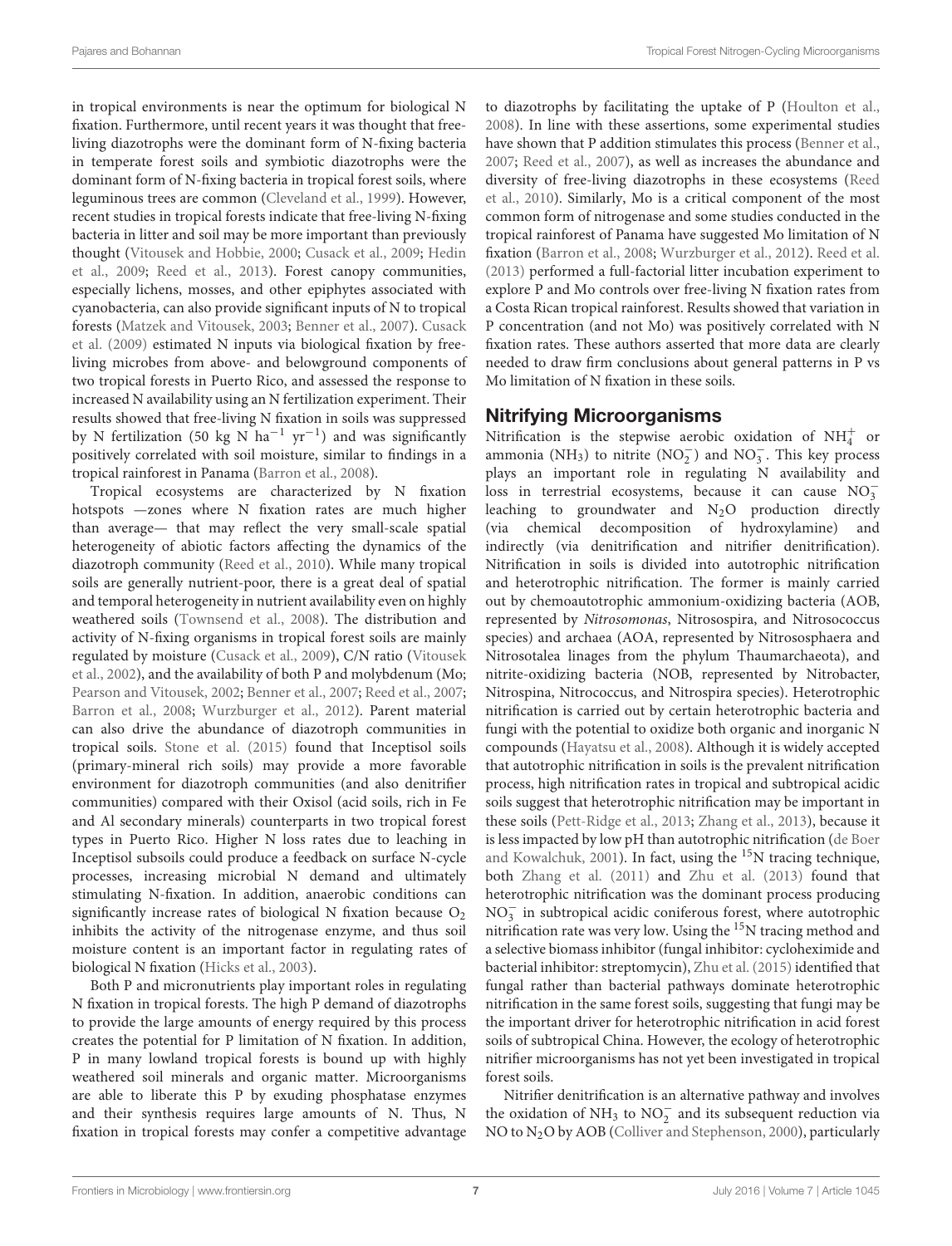in tropical environments is near the optimum for biological N fixation. Furthermore, until recent years it was thought that free-living diazotrophs were the dominant form of N-fixing bacteria in temperate forest soils and symbiotic diazotrophs were the dominant form of N-fixing bacteria in tropical forest soils, where leguminous trees are common (Cleveland et al., 1999). However, recent studies in tropical forests indicate that free-living N-fixing bacteria in litter and soil may be more important than previously thought (Vitousek and Hobbie, 2000; Cusack et al., 2009; Hedin et al., 2009; Reed et al., 2013). Forest canopy communities, especially lichens, mosses, and other epiphytes associated with cyanobacteria, can also provide significant inputs of N to tropical forests (Matzek and Vitousek, 2003; Benner et al., 2007). Cusack et al. (2009) estimated N inputs via biological fixation by free-living microbes from above- and belowground components of two tropical forests in Puerto Rico, and assessed the response to increased N availability using an N fertilization experiment. Their results showed that free-living N fixation in soils was suppressed by N fertilization (50 kg N $ha^{-1}$ $yr^{-1}$) and was significantly positively correlated with soil moisture, similar to findings in a tropical rainforest in Panama (Barron et al., 2008).

Tropical ecosystems are characterized by N fixation hotspots —zones where N fixation rates are much higher than average— that may reflect the very small-scale spatial heterogeneity of abiotic factors affecting the dynamics of the diazotroph community (Reed et al., 2010). While many tropical soils are generally nutrient-poor, there is a great deal of spatial and temporal heterogeneity in nutrient availability even on highly weathered soils (Townsend et al., 2008). The distribution and activity of N-fixing organisms in tropical forest soils are mainly regulated by moisture (Cusack et al., 2009), C/N ratio (Vitousek et al., 2002), and the availability of both P and molybdenum (Mo; Pearson and Vitousek, 2002; Benner et al., 2007; Reed et al., 2007; Barron et al., 2008; Wurzburger et al., 2012). Parent material can also drive the abundance of diazotroph communities in tropical soils. Stone et al. (2015) found that Inceptisol soils (primary-mineral rich soils) may provide a more favorable environment for diazotroph communities (and also denitrifier communities) compared with their Oxisol (acid soils, rich in Fe and Al secondary minerals) counterparts in two tropical forest types in Puerto Rico. Higher N loss rates due to leaching in Inceptisol subsoils could produce a feedback on surface N-cycle processes, increasing microbial N demand and ultimately stimulating N-fixation. In addition, anaerobic conditions can significantly increase rates of biological N fixation because $O_2$ inhibits the activity of the nitrogenase enzyme, and thus soil moisture content is an important factor in regulating rates of biological N fixation (Hicks et al., 2003).

Both P and micronutrients play important roles in regulating N fixation in tropical forests. The high P demand of diazotrophs to provide the large amounts of energy required by this process creates the potential for P limitation of N fixation. In addition, P in many lowland tropical forests is bound up with highly weathered soil minerals and organic matter. Microorganisms are able to liberate this P by exuding phosphatase enzymes and their synthesis requires large amounts of N. Thus, N fixation in tropical forests may confer a competitive advantage to diazotrophs by facilitating the uptake of P (Houlton et al., 2008). In line with these assertions, some experimental studies have shown that P addition stimulates this process (Benner et al., 2007; Reed et al., 2007), as well as increases the abundance and diversity of free-living diazotrophs in these ecosystems (Reed et al., 2010). Similarly, Mo is a critical component of the most common form of nitrogenase and some studies conducted in the tropical rainforest of Panama have suggested Mo limitation of N fixation (Barron et al., 2008; Wurzburger et al., 2012). Reed et al. (2013) performed a full-factorial litter incubation experiment to explore P and Mo controls over free-living N fixation rates from a Costa Rican tropical rainforest. Results showed that variation in P concentration (and not Mo) was positively correlated with N fixation rates. These authors asserted that more data are clearly needed to draw firm conclusions about general patterns in P vs Mo limitation of N fixation in these soils.

## Nitrifying Microorganisms

Nitrification is the stepwise aerobic oxidation of $NH_4^+$ or ammonia ($NH_3$) to nitrite ($NO_2^-$) and $NO_3^-$. This key process plays an important role in regulating N availability and loss in terrestrial ecosystems, because it can cause $NO_3^-$ leaching to groundwater and $N_2O$ production directly (via chemical decomposition of hydroxylamine) and indirectly (via denitrification and nitrifier denitrification). Nitrification in soils is divided into autotrophic nitrification and heterotrophic nitrification. The former is mainly carried out by chemoautotrophic ammonium-oxidizing bacteria (AOB, represented by *Nitrosomonas*, Nitrosospira, and Nitrosococcus species) and archaea (AOA, represented by Nitrososphaera and Nitrosotalea linages from the phylum Thaumarchaeota), and nitrite-oxidizing bacteria (NOB, represented by Nitrobacter, Nitrospina, Nitrococcus, and Nitrospira species). Heterotrophic nitrification is carried out by certain heterotrophic bacteria and fungi with the potential to oxidize both organic and inorganic N compounds (Hayatsu et al., 2008). Although it is widely accepted that autotrophic nitrification in soils is the prevalent nitrification process, high nitrification rates in tropical and subtropical acidic soils suggest that heterotrophic nitrification may be important in these soils (Pett-Ridge et al., 2013; Zhang et al., 2013), because it is less impacted by low pH than autotrophic nitrification (de Boer and Kowalchuk, 2001). In fact, using the $^{15}N$ tracing technique, both Zhang et al. (2011) and Zhu et al. (2013) found that heterotrophic nitrification was the dominant process producing $NO_3^-$ in subtropical acidic coniferous forest, where autotrophic nitrification rate was very low. Using the $^{15}N$ tracing method and a selective biomass inhibitor (fungal inhibitor: cycloheximide and bacterial inhibitor: streptomycin), Zhu et al. (2015) identified that fungal rather than bacterial pathways dominate heterotrophic nitrification in the same forest soils, suggesting that fungi may be the important driver for heterotrophic nitrification in acid forest soils of subtropical China. However, the ecology of heterotrophic nitrifier microorganisms has not yet been investigated in tropical forest soils.

Nitrifier denitrification is an alternative pathway and involves the oxidation of $NH_3$ to $NO_2^-$ and its subsequent reduction via NO to $N_2O$ by AOB (Colliver and Stephenson, 2000), particularly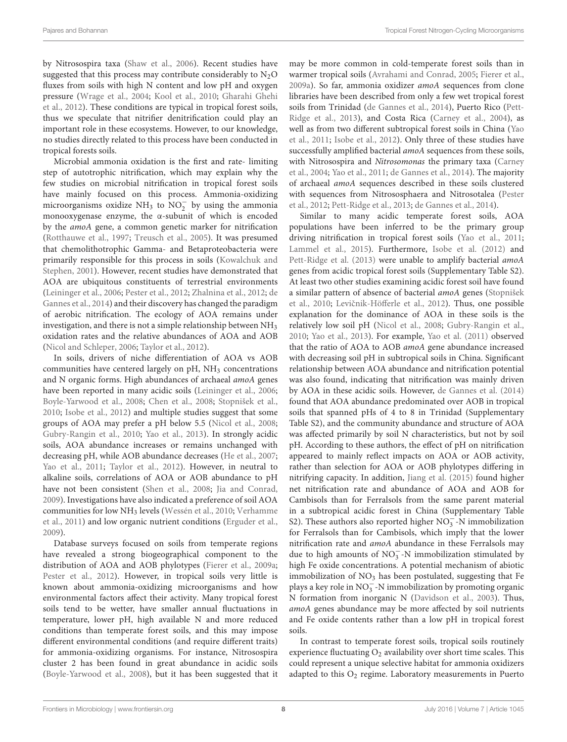by Nitrosospira taxa (Shaw et al., 2006). Recent studies have suggested that this process may contribute considerably to $N_2O$ fluxes from soils with high N content and low pH and oxygen pressure (Wrage et al., 2004; Kool et al., 2010; Gharahi Ghehi et al., 2012). These conditions are typical in tropical forest soils, thus we speculate that nitrifier denitrification could play an important role in these ecosystems. However, to our knowledge, no studies directly related to this process have been conducted in tropical forests soils.

Microbial ammonia oxidation is the first and rate- limiting step of autotrophic nitrification, which may explain why the few studies on microbial nitrification in tropical forest soils have mainly focused on this process. Ammonia-oxidizing microorganisms oxidize $NH_3$ to $NO_2^-$ by using the ammonia monooxygenase enzyme, the α-subunit of which is encoded by the *amoA* gene, a common genetic marker for nitrification (Rotthauwe et al., 1997; Treusch et al., 2005). It was presumed that chemolithotrophic Gamma- and Betaproteobacteria were primarily responsible for this process in soils (Kowalchuk and Stephen, 2001). However, recent studies have demonstrated that AOA are ubiquitous constituents of terrestrial environments (Leininger et al., 2006; Pester et al., 2012; Zhalnina et al., 2012; de Gannes et al., 2014) and their discovery has changed the paradigm of aerobic nitrification. The ecology of AOA remains under investigation, and there is not a simple relationship between $NH_3$ oxidation rates and the relative abundances of AOA and AOB (Nicol and Schleper, 2006; Taylor et al., 2012).

In soils, drivers of niche differentiation of AOA vs AOB communities have centered largely on pH, $NH_3$ concentrations and N organic forms. High abundances of archaeal *amoA* genes have been reported in many acidic soils (Leininger et al., 2006; Boyle-Yarwood et al., 2008; Chen et al., 2008; Stopnišek et al., 2010; Isobe et al., 2012) and multiple studies suggest that some groups of AOA may prefer a pH below 5.5 (Nicol et al., 2008; Gubry-Rangin et al., 2010; Yao et al., 2013). In strongly acidic soils, AOA abundance increases or remains unchanged with decreasing pH, while AOB abundance decreases (He et al., 2007; Yao et al., 2011; Taylor et al., 2012). However, in neutral to alkaline soils, correlations of AOA or AOB abundance to pH have not been consistent (Shen et al., 2008; Jia and Conrad, 2009). Investigations have also indicated a preference of soil AOA communities for low $NH_3$ levels (Wessén et al., 2010; Verhamme et al., 2011) and low organic nutrient conditions (Erguder et al., 2009).

Database surveys focused on soils from temperate regions have revealed a strong biogeographical component to the distribution of AOA and AOB phylotypes (Fierer et al., 2009a; Pester et al., 2012). However, in tropical soils very little is known about ammonia-oxidizing microorganisms and how environmental factors affect their activity. Many tropical forest soils tend to be wetter, have smaller annual fluctuations in temperature, lower pH, high available N and more reduced conditions than temperate forest soils, and this may impose different environmental conditions (and require different traits) for ammonia-oxidizing organisms. For instance, Nitrosospira cluster 2 has been found in great abundance in acidic soils (Boyle-Yarwood et al., 2008), but it has been suggested that it may be more common in cold-temperate forest soils than in warmer tropical soils (Avrahami and Conrad, 2005; Fierer et al., 2009a). So far, ammonia oxidizer *amoA* sequences from clone libraries have been described from only a few wet tropical forest soils from Trinidad (de Gannes et al., 2014), Puerto Rico (Pett-Ridge et al., 2013), and Costa Rica (Carney et al., 2004), as well as from two different subtropical forest soils in China (Yao et al., 2011; Isobe et al., 2012). Only three of these studies have successfully amplified bacterial *amoA* sequences from these soils, with Nitrosospira and *Nitrosomonas* the primary taxa (Carney et al., 2004; Yao et al., 2011; de Gannes et al., 2014). The majority of archaeal *amoA* sequences described in these soils clustered with sequences from Nitrososphaera and Nitrosotalea (Pester et al., 2012; Pett-Ridge et al., 2013; de Gannes et al., 2014).

Similar to many acidic temperate forest soils, AOA populations have been inferred to be the primary group driving nitrification in tropical forest soils (Yao et al., 2011; Lammel et al., 2015). Furthermore, Isobe et al. (2012) and Pett-Ridge et al. (2013) were unable to amplify bacterial *amoA* genes from acidic tropical forest soils (Supplementary Table S2). At least two other studies examining acidic forest soil have found a similar pattern of absence of bacterial *amoA* genes (Stopnišek et al., 2010; Levičnik-Höfferle et al., 2012). Thus, one possible explanation for the dominance of AOA in these soils is the relatively low soil pH (Nicol et al., 2008; Gubry-Rangin et al., 2010; Yao et al., 2013). For example, Yao et al. (2011) observed that the ratio of AOA to AOB *amoA* gene abundance increased with decreasing soil pH in subtropical soils in China. Significant relationship between AOA abundance and nitrification potential was also found, indicating that nitrification was mainly driven by AOA in these acidic soils. However, de Gannes et al. (2014) found that AOA abundance predominated over AOB in tropical soils that spanned pHs of 4 to 8 in Trinidad (Supplementary Table S2), and the community abundance and structure of AOA was affected primarily by soil N characteristics, but not by soil pH. According to these authors, the effect of pH on nitrification appeared to mainly reflect impacts on AOA or AOB activity, rather than selection for AOA or AOB phylotypes differing in nitrifying capacity. In addition, Jiang et al. (2015) found higher net nitrification rate and abundance of AOA and AOB for Cambisols than for Ferralsols from the same parent material in a subtropical acidic forest in China (Supplementary Table S2). These authors also reported higher $NO_3^-$-N immobilization for Ferralsols than for Cambisols, which imply that the lower nitrification rate and *amoA* abundance in these Ferralsols may due to high amounts of $NO_3^-$-N immobilization stimulated by high Fe oxide concentrations. A potential mechanism of abiotic immobilization of $NO_3$ has been postulated, suggesting that Fe plays a key role in $NO_3^-$-N immobilization by promoting organic N formation from inorganic N (Davidson et al., 2003). Thus, *amoA* genes abundance may be more affected by soil nutrients and Fe oxide contents rather than a low pH in tropical forest soils.

In contrast to temperate forest soils, tropical soils routinely experience fluctuating $O_2$ availability over short time scales. This could represent a unique selective habitat for ammonia oxidizers adapted to this $O_2$ regime. Laboratory measurements in Puerto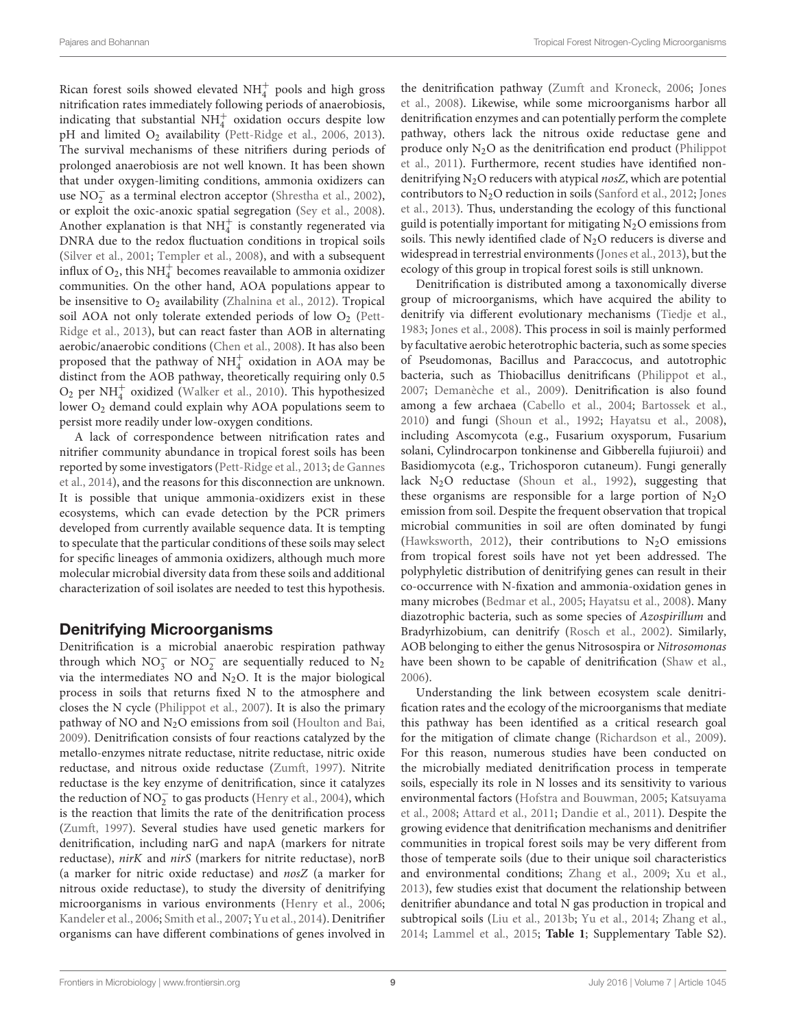Rican forest soils showed elevated $NH_4^+$ pools and high gross nitrification rates immediately following periods of anaerobiosis, indicating that substantial $NH_4^+$ oxidation occurs despite low pH and limited $O_2$ availability (Pett-Ridge et al., 2006, 2013). The survival mechanisms of these nitrifiers during periods of prolonged anaerobiosis are not well known. It has been shown that under oxygen-limiting conditions, ammonia oxidizers can use $NO_2^-$ as a terminal electron acceptor (Shrestha et al., 2002), or exploit the oxic-anoxic spatial segregation (Sey et al., 2008). Another explanation is that $NH_4^+$ is constantly regenerated via DNRA due to the redox fluctuation conditions in tropical soils (Silver et al., 2001; Templer et al., 2008), and with a subsequent influx of $O_2$, this $NH_4^+$ becomes reavailable to ammonia oxidizer communities. On the other hand, AOA populations appear to be insensitive to $O_2$ availability (Zhalnina et al., 2012). Tropical soil AOA not only tolerate extended periods of low $O_2$ (Pett-Ridge et al., 2013), but can react faster than AOB in alternating aerobic/anaerobic conditions (Chen et al., 2008). It has also been proposed that the pathway of $NH_4^+$ oxidation in AOA may be distinct from the AOB pathway, theoretically requiring only 0.5 $O_2$ per $NH_4^+$ oxidized (Walker et al., 2010). This hypothesized lower $O_2$ demand could explain why AOA populations seem to persist more readily under low-oxygen conditions.

A lack of correspondence between nitrification rates and nitrifier community abundance in tropical forest soils has been reported by some investigators (Pett-Ridge et al., 2013; de Gannes et al., 2014), and the reasons for this disconnection are unknown. It is possible that unique ammonia-oxidizers exist in these ecosystems, which can evade detection by the PCR primers developed from currently available sequence data. It is tempting to speculate that the particular conditions of these soils may select for specific lineages of ammonia oxidizers, although much more molecular microbial diversity data from these soils and additional characterization of soil isolates are needed to test this hypothesis.

## Denitrifying Microorganisms

Denitrification is a microbial anaerobic respiration pathway through which $NO_3^-$ or $NO_2^-$ are sequentially reduced to $N_2$ via the intermediates NO and $N_2O$. It is the major biological process in soils that returns fixed N to the atmosphere and closes the N cycle (Philippot et al., 2007). It is also the primary pathway of NO and $N_2O$ emissions from soil (Houlton and Bai, 2009). Denitrification consists of four reactions catalyzed by the metallo-enzymes nitrate reductase, nitrite reductase, nitric oxide reductase, and nitrous oxide reductase (Zumft, 1997). Nitrite reductase is the key enzyme of denitrification, since it catalyzes the reduction of $NO_2^-$ to gas products (Henry et al., 2004), which is the reaction that limits the rate of the denitrification process (Zumft, 1997). Several studies have used genetic markers for denitrification, including narG and napA (markers for nitrate reductase), *nirK* and *nirS* (markers for nitrite reductase), norB (a marker for nitric oxide reductase) and *nosZ* (a marker for nitrous oxide reductase), to study the diversity of denitrifying microorganisms in various environments (Henry et al., 2006; Kandeler et al., 2006; Smith et al., 2007; Yu et al., 2014). Denitrifier organisms can have different combinations of genes involved in the denitrification pathway (Zumft and Kroneck, 2006; Jones et al., 2008). Likewise, while some microorganisms harbor all denitrification enzymes and can potentially perform the complete pathway, others lack the nitrous oxide reductase gene and produce only $N_2O$ as the denitrification end product (Philippot et al., 2011). Furthermore, recent studies have identified non-denitrifying $N_2O$ reducers with atypical *nosZ*, which are potential contributors to $N_2O$ reduction in soils (Sanford et al., 2012; Jones et al., 2013). Thus, understanding the ecology of this functional guild is potentially important for mitigating $N_2O$ emissions from soils. This newly identified clade of $N_2O$ reducers is diverse and widespread in terrestrial environments (Jones et al., 2013), but the ecology of this group in tropical forest soils is still unknown.

Denitrification is distributed among a taxonomically diverse group of microorganisms, which have acquired the ability to denitrify via different evolutionary mechanisms (Tiedje et al., 1983; Jones et al., 2008). This process in soil is mainly performed by facultative aerobic heterotrophic bacteria, such as some species of Pseudomonas, Bacillus and Paraccocus, and autotrophic bacteria, such as Thiobacillus denitrificans (Philippot et al., 2007; Demanèche et al., 2009). Denitrification is also found among a few archaea (Cabello et al., 2004; Bartossek et al., 2010) and fungi (Shoun et al., 1992; Hayatsu et al., 2008), including Ascomycota (e.g., Fusarium oxysporum, Fusarium solani, Cylindrocarpon tonkinense and Gibberella fujiuroii) and Basidiomycota (e.g., Trichosporon cutaneum). Fungi generally lack $N_2O$ reductase (Shoun et al., 1992), suggesting that these organisms are responsible for a large portion of $N_2O$ emission from soil. Despite the frequent observation that tropical microbial communities in soil are often dominated by fungi (Hawksworth, 2012), their contributions to $N_2O$ emissions from tropical forest soils have not yet been addressed. The polyphyletic distribution of denitrifying genes can result in their co-occurrence with N-fixation and ammonia-oxidation genes in many microbes (Bedmar et al., 2005; Hayatsu et al., 2008). Many diazotrophic bacteria, such as some species of *Azospirillum* and Bradyrhizobium, can denitrify (Rosch et al., 2002). Similarly, AOB belonging to either the genus Nitrosospira or *Nitrosomonas* have been shown to be capable of denitrification (Shaw et al., 2006).

Understanding the link between ecosystem scale denitrification rates and the ecology of the microorganisms that mediate this pathway has been identified as a critical research goal for the mitigation of climate change (Richardson et al., 2009). For this reason, numerous studies have been conducted on the microbially mediated denitrification process in temperate soils, especially its role in N losses and its sensitivity to various environmental factors (Hofstra and Bouwman, 2005; Katsuyama et al., 2008; Attard et al., 2011; Dandie et al., 2011). Despite the growing evidence that denitrification mechanisms and denitrifier communities in tropical forest soils may be very different from those of temperate soils (due to their unique soil characteristics and environmental conditions; Zhang et al., 2009; Xu et al., 2013), few studies exist that document the relationship between denitrifier abundance and total N gas production in tropical and subtropical soils (Liu et al., 2013b; Yu et al., 2014; Zhang et al., 2014; Lammel et al., 2015; **Table 1**; Supplementary Table S2).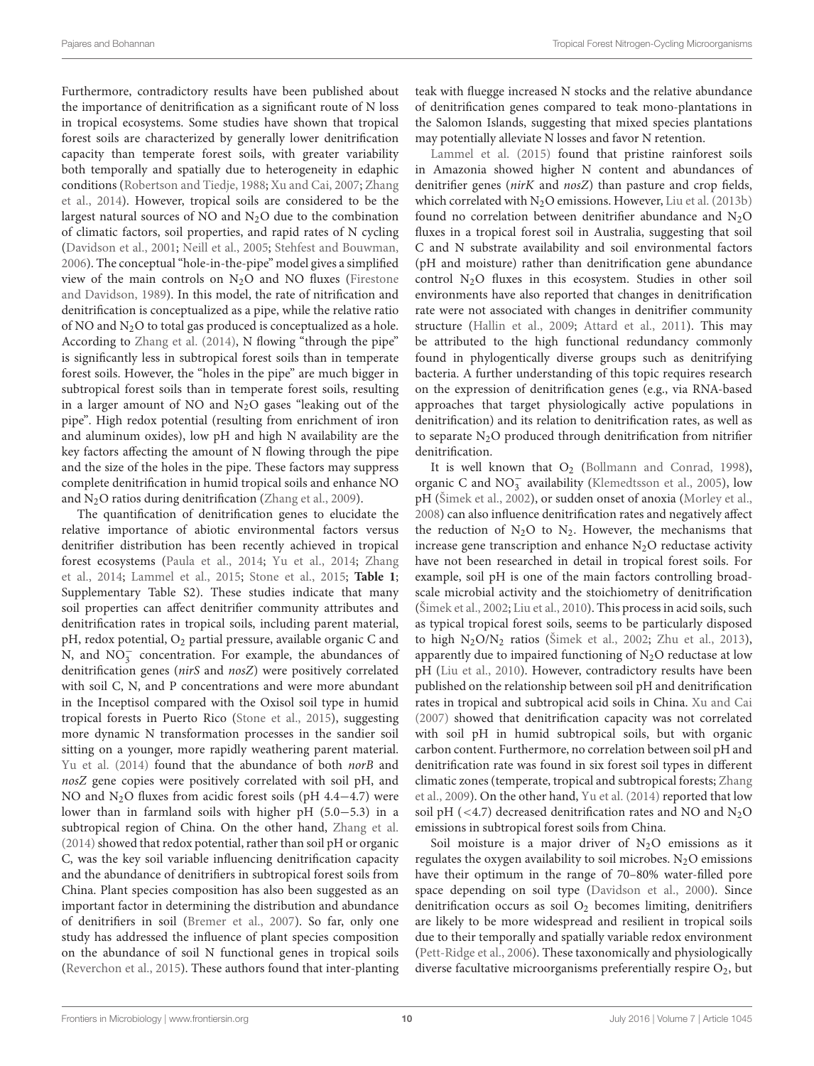Furthermore, contradictory results have been published about the importance of denitrification as a significant route of N loss in tropical ecosystems. Some studies have shown that tropical forest soils are characterized by generally lower denitrification capacity than temperate forest soils, with greater variability both temporally and spatially due to heterogeneity in edaphic conditions (Robertson and Tiedje, 1988; Xu and Cai, 2007; Zhang et al., 2014). However, tropical soils are considered to be the largest natural sources of NO and $N_2O$ due to the combination of climatic factors, soil properties, and rapid rates of N cycling (Davidson et al., 2001; Neill et al., 2005; Stehfest and Bouwman, 2006). The conceptual "hole-in-the-pipe" model gives a simplified view of the main controls on $N_2O$ and NO fluxes (Firestone and Davidson, 1989). In this model, the rate of nitrification and denitrification is conceptualized as a pipe, while the relative ratio of NO and $N_2O$ to total gas produced is conceptualized as a hole. According to Zhang et al. (2014), N flowing "through the pipe" is significantly less in subtropical forest soils than in temperate forest soils. However, the "holes in the pipe" are much bigger in subtropical forest soils than in temperate forest soils, resulting in a larger amount of NO and $N_2O$ gases "leaking out of the pipe". High redox potential (resulting from enrichment of iron and aluminum oxides), low pH and high N availability are the key factors affecting the amount of N flowing through the pipe and the size of the holes in the pipe. These factors may suppress complete denitrification in humid tropical soils and enhance NO and $N_2O$ ratios during denitrification (Zhang et al., 2009).

The quantification of denitrification genes to elucidate the relative importance of abiotic environmental factors versus denitrifier distribution has been recently achieved in tropical forest ecosystems (Paula et al., 2014; Yu et al., 2014; Zhang et al., 2014; Lammel et al., 2015; Stone et al., 2015; **Table 1**; Supplementary Table S2). These studies indicate that many soil properties can affect denitrifier community attributes and denitrification rates in tropical soils, including parent material, pH, redox potential, $O_2$ partial pressure, available organic C and N, and $NO_3^-$ concentration. For example, the abundances of denitrification genes (*nirS* and *nosZ*) were positively correlated with soil C, N, and P concentrations and were more abundant in the Inceptisol compared with the Oxisol soil type in humid tropical forests in Puerto Rico (Stone et al., 2015), suggesting more dynamic N transformation processes in the sandier soil sitting on a younger, more rapidly weathering parent material. Yu et al. (2014) found that the abundance of both *norB* and *nosZ* gene copies were positively correlated with soil pH, and NO and $N_2O$ fluxes from acidic forest soils (pH 4.4−4.7) were lower than in farmland soils with higher pH (5.0−5.3) in a subtropical region of China. On the other hand, Zhang et al. (2014) showed that redox potential, rather than soil pH or organic C, was the key soil variable influencing denitrification capacity and the abundance of denitrifiers in subtropical forest soils from China. Plant species composition has also been suggested as an important factor in determining the distribution and abundance of denitrifiers in soil (Bremer et al., 2007). So far, only one study has addressed the influence of plant species composition on the abundance of soil N functional genes in tropical soils (Reverchon et al., 2015). These authors found that inter-planting teak with fluegge increased N stocks and the relative abundance of denitrification genes compared to teak mono-plantations in the Salomon Islands, suggesting that mixed species plantations may potentially alleviate N losses and favor N retention.

Lammel et al. (2015) found that pristine rainforest soils in Amazonia showed higher N content and abundances of denitrifier genes (*nirK* and *nosZ*) than pasture and crop fields, which correlated with $N_2O$ emissions. However, Liu et al. (2013b) found no correlation between denitrifier abundance and $N_2O$ fluxes in a tropical forest soil in Australia, suggesting that soil C and N substrate availability and soil environmental factors (pH and moisture) rather than denitrification gene abundance control $N_2O$ fluxes in this ecosystem. Studies in other soil environments have also reported that changes in denitrification rate were not associated with changes in denitrifier community structure (Hallin et al., 2009; Attard et al., 2011). This may be attributed to the high functional redundancy commonly found in phylogentically diverse groups such as denitrifying bacteria. A further understanding of this topic requires research on the expression of denitrification genes (e.g., via RNA-based approaches that target physiologically active populations in denitrification) and its relation to denitrification rates, as well as to separate $N_2O$ produced through denitrification from nitrifier denitrification.

It is well known that $O_2$ (Bollmann and Conrad, 1998), organic C and $NO_3^-$ availability (Klemedtsson et al., 2005), low pH (Šimek et al., 2002), or sudden onset of anoxia (Morley et al., 2008) can also influence denitrification rates and negatively affect the reduction of $N_2O$ to $N_2$. However, the mechanisms that increase gene transcription and enhance $N_2O$ reductase activity have not been researched in detail in tropical forest soils. For example, soil pH is one of the main factors controlling broad-scale microbial activity and the stoichiometry of denitrification (Šimek et al., 2002; Liu et al., 2010). This process in acid soils, such as typical tropical forest soils, seems to be particularly disposed to high $N_2O/N_2$ ratios (Šimek et al., 2002; Zhu et al., 2013), apparently due to impaired functioning of $N_2O$ reductase at low pH (Liu et al., 2010). However, contradictory results have been published on the relationship between soil pH and denitrification rates in tropical and subtropical acid soils in China. Xu and Cai (2007) showed that denitrification capacity was not correlated with soil pH in humid subtropical soils, but with organic carbon content. Furthermore, no correlation between soil pH and denitrification rate was found in six forest soil types in different climatic zones (temperate, tropical and subtropical forests; Zhang et al., 2009). On the other hand, Yu et al. (2014) reported that low soil pH (<4.7) decreased denitrification rates and NO and $N_2O$ emissions in subtropical forest soils from China.

Soil moisture is a major driver of $N_2O$ emissions as it regulates the oxygen availability to soil microbes. $N_2O$ emissions have their optimum in the range of 70–80% water-filled pore space depending on soil type (Davidson et al., 2000). Since denitrification occurs as soil $O_2$ becomes limiting, denitrifiers are likely to be more widespread and resilient in tropical soils due to their temporally and spatially variable redox environment (Pett-Ridge et al., 2006). These taxonomically and physiologically diverse facultative microorganisms preferentially respire $O_2$, but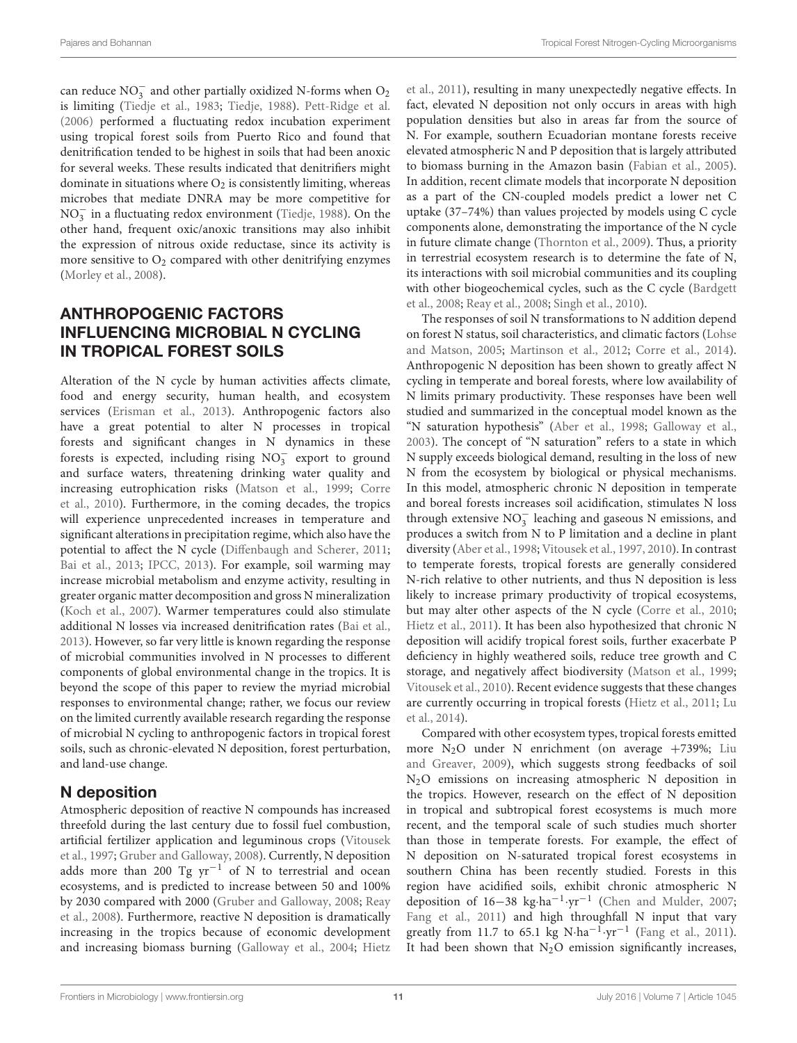can reduce $NO_3^-$ and other partially oxidized N-forms when $O_2$ is limiting (Tiedje et al., 1983; Tiedje, 1988). Pett-Ridge et al. (2006) performed a fluctuating redox incubation experiment using tropical forest soils from Puerto Rico and found that denitrification tended to be highest in soils that had been anoxic for several weeks. These results indicated that denitrifiers might dominate in situations where $O_2$ is consistently limiting, whereas microbes that mediate DNRA may be more competitive for $NO_3^-$ in a fluctuating redox environment (Tiedje, 1988). On the other hand, frequent oxic/anoxic transitions may also inhibit the expression of nitrous oxide reductase, since its activity is more sensitive to $O_2$ compared with other denitrifying enzymes (Morley et al., 2008).

## ANTHROPOGENIC FACTORS INFLUENCING MICROBIAL N CYCLING IN TROPICAL FOREST SOILS

Alteration of the N cycle by human activities affects climate, food and energy security, human health, and ecosystem services (Erisman et al., 2013). Anthropogenic factors also have a great potential to alter N processes in tropical forests and significant changes in N dynamics in these forests is expected, including rising $NO_3^-$ export to ground and surface waters, threatening drinking water quality and increasing eutrophication risks (Matson et al., 1999; Corre et al., 2010). Furthermore, in the coming decades, the tropics will experience unprecedented increases in temperature and significant alterations in precipitation regime, which also have the potential to affect the N cycle (Diffenbaugh and Scherer, 2011; Bai et al., 2013; IPCC, 2013). For example, soil warming may increase microbial metabolism and enzyme activity, resulting in greater organic matter decomposition and gross N mineralization (Koch et al., 2007). Warmer temperatures could also stimulate additional N losses via increased denitrification rates (Bai et al., 2013). However, so far very little is known regarding the response of microbial communities involved in N processes to different components of global environmental change in the tropics. It is beyond the scope of this paper to review the myriad microbial responses to environmental change; rather, we focus our review on the limited currently available research regarding the response of microbial N cycling to anthropogenic factors in tropical forest soils, such as chronic-elevated N deposition, forest perturbation, and land-use change.

### N deposition

Atmospheric deposition of reactive N compounds has increased threefold during the last century due to fossil fuel combustion, artificial fertilizer application and leguminous crops (Vitousek et al., 1997; Gruber and Galloway, 2008). Currently, N deposition adds more than 200 Tg $yr^{-1}$ of N to terrestrial and ocean ecosystems, and is predicted to increase between 50 and 100% by 2030 compared with 2000 (Gruber and Galloway, 2008; Reay et al., 2008). Furthermore, reactive N deposition is dramatically increasing in the tropics because of economic development and increasing biomass burning (Galloway et al., 2004; Hietz et al., 2011), resulting in many unexpectedly negative effects. In fact, elevated N deposition not only occurs in areas with high population densities but also in areas far from the source of N. For example, southern Ecuadorian montane forests receive elevated atmospheric N and P deposition that is largely attributed to biomass burning in the Amazon basin (Fabian et al., 2005). In addition, recent climate models that incorporate N deposition as a part of the CN-coupled models predict a lower net C uptake (37–74%) than values projected by models using C cycle components alone, demonstrating the importance of the N cycle in future climate change (Thornton et al., 2009). Thus, a priority in terrestrial ecosystem research is to determine the fate of N, its interactions with soil microbial communities and its coupling with other biogeochemical cycles, such as the C cycle (Bardgett et al., 2008; Reay et al., 2008; Singh et al., 2010).

The responses of soil N transformations to N addition depend on forest N status, soil characteristics, and climatic factors (Lohse and Matson, 2005; Martinson et al., 2012; Corre et al., 2014). Anthropogenic N deposition has been shown to greatly affect N cycling in temperate and boreal forests, where low availability of N limits primary productivity. These responses have been well studied and summarized in the conceptual model known as the "N saturation hypothesis" (Aber et al., 1998; Galloway et al., 2003). The concept of "N saturation" refers to a state in which N supply exceeds biological demand, resulting in the loss of new N from the ecosystem by biological or physical mechanisms. In this model, atmospheric chronic N deposition in temperate and boreal forests increases soil acidification, stimulates N loss through extensive $NO_3^-$ leaching and gaseous N emissions, and produces a switch from N to P limitation and a decline in plant diversity (Aber et al., 1998; Vitousek et al., 1997, 2010). In contrast to temperate forests, tropical forests are generally considered N-rich relative to other nutrients, and thus N deposition is less likely to increase primary productivity of tropical ecosystems, but may alter other aspects of the N cycle (Corre et al., 2010; Hietz et al., 2011). It has been also hypothesized that chronic N deposition will acidify tropical forest soils, further exacerbate P deficiency in highly weathered soils, reduce tree growth and C storage, and negatively affect biodiversity (Matson et al., 1999; Vitousek et al., 2010). Recent evidence suggests that these changes are currently occurring in tropical forests (Hietz et al., 2011; Lu et al., 2014).

Compared with other ecosystem types, tropical forests emitted more $N_2O$ under N enrichment (on average +739%; Liu and Greaver, 2009), which suggests strong feedbacks of soil $N_2O$ emissions on increasing atmospheric N deposition in the tropics. However, research on the effect of N deposition in tropical and subtropical forest ecosystems is much more recent, and the temporal scale of such studies much shorter than those in temperate forests. For example, the effect of N deposition on N-saturated tropical forest ecosystems in southern China has been recently studied. Forests in this region have acidified soils, exhibit chronic atmospheric N deposition of 16−38 kg·$ha^{-1}$·$yr^{-1}$ (Chen and Mulder, 2007; Fang et al., 2011) and high throughfall N input that vary greatly from 11.7 to 65.1 kg N·$ha^{-1}$·$yr^{-1}$ (Fang et al., 2011). It had been shown that $N_2O$ emission significantly increases,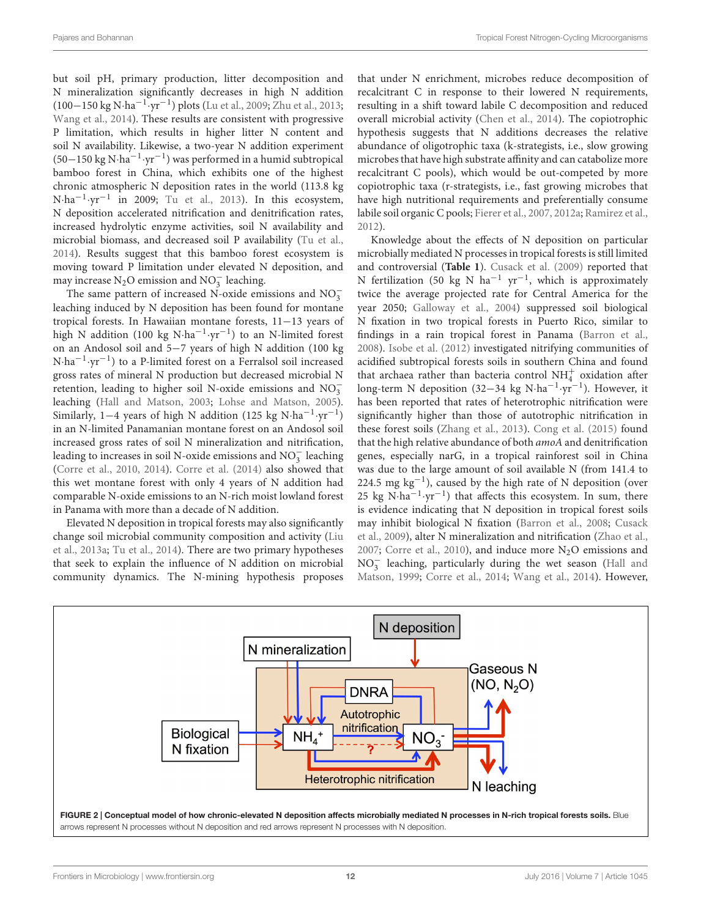but soil pH, primary production, litter decomposition and N mineralization significantly decreases in high N addition (100–150 kg N·$ha^{-1}$·$yr^{-1}$) plots (Lu et al., 2009; Zhu et al., 2013; Wang et al., 2014). These results are consistent with progressive P limitation, which results in higher litter N content and soil N availability. Likewise, a two-year N addition experiment (50–150 kg N·$ha^{-1}$·$yr^{-1}$) was performed in a humid subtropical bamboo forest in China, which exhibits one of the highest chronic atmospheric N deposition rates in the world (113.8 kg N·$ha^{-1}$·$yr^{-1}$ in 2009; Tu et al., 2013). In this ecosystem, N deposition accelerated nitrification and denitrification rates, increased hydrolytic enzyme activities, soil N availability and microbial biomass, and decreased soil P availability (Tu et al., 2014). Results suggest that this bamboo forest ecosystem is moving toward P limitation under elevated N deposition, and may increase $N_2O$ emission and $NO_3^-$ leaching.

The same pattern of increased N-oxide emissions and $NO_3^-$ leaching induced by N deposition has been found for montane tropical forests. In Hawaiian montane forests, 11–13 years of high N addition (100 kg N·$ha^{-1}$·$yr^{-1}$) to an N-limited forest on an Andosol soil and 5–7 years of high N addition (100 kg N·$ha^{-1}$·$yr^{-1}$) to a P-limited forest on a Ferralsol soil increased gross rates of mineral N production but decreased microbial N retention, leading to higher soil N-oxide emissions and $NO_3^-$ leaching (Hall and Matson, 2003; Lohse and Matson, 2005). Similarly, 1–4 years of high N addition (125 kg N·$ha^{-1}$·$yr^{-1}$) in an N-limited Panamanian montane forest on an Andosol soil increased gross rates of soil N mineralization and nitrification, leading to increases in soil N-oxide emissions and $NO_3^-$ leaching (Corre et al., 2010, 2014). Corre et al. (2014) also showed that this wet montane forest with only 4 years of N addition had comparable N-oxide emissions to an N-rich moist lowland forest in Panama with more than a decade of N addition.

Elevated N deposition in tropical forests may also significantly change soil microbial community composition and activity (Liu et al., 2013a; Tu et al., 2014). There are two primary hypotheses that seek to explain the influence of N addition on microbial community dynamics. The N-mining hypothesis proposes that under N enrichment, microbes reduce decomposition of recalcitrant C in response to their lowered N requirements, resulting in a shift toward labile C decomposition and reduced overall microbial activity (Chen et al., 2014). The copiotrophic hypothesis suggests that N additions decreases the relative abundance of oligotrophic taxa (k-strategists, i.e., slow growing microbes that have high substrate affinity and can catabolize more recalcitrant C pools), which would be out-competed by more copiotrophic taxa (r-strategists, i.e., fast growing microbes that have high nutritional requirements and preferentially consume labile soil organic C pools; Fierer et al., 2007, 2012a; Ramirez et al., 2012).

Knowledge about the effects of N deposition on particular microbially mediated N processes in tropical forests is still limited and controversial (**Table 1**). Cusack et al. (2009) reported that N fertilization (50 kg N $ha^{-1}$ $yr^{-1}$, which is approximately twice the average projected rate for Central America for the year 2050; Galloway et al., 2004) suppressed soil biological N fixation in two tropical forests in Puerto Rico, similar to findings in a rain tropical forest in Panama (Barron et al., 2008). Isobe et al. (2012) investigated nitrifying communities of acidified subtropical forests soils in southern China and found that archaea rather than bacteria control $NH_4^+$ oxidation after long-term N deposition (32–34 kg N·$ha^{-1}$·$yr^{-1}$). However, it has been reported that rates of heterotrophic nitrification were significantly higher than those of autotrophic nitrification in these forest soils (Zhang et al., 2013). Cong et al. (2015) found that the high relative abundance of both *amoA* and denitrification genes, especially narG, in a tropical rainforest soil in China was due to the large amount of soil available N (from 141.4 to 224.5 mg $kg^{-1}$), caused by the high rate of N deposition (over 25 kg N·$ha^{-1}$·$yr^{-1}$) that affects this ecosystem. In sum, there is evidence indicating that N deposition in tropical forest soils may inhibit biological N fixation (Barron et al., 2008; Cusack et al., 2009), alter N mineralization and nitrification (Zhao et al., 2007; Corre et al., 2010), and induce more $N_2O$ emissions and $NO_3^-$ leaching, particularly during the wet season (Hall and Matson, 1999; Corre et al., 2014; Wang et al., 2014). However,

**FIGURE 2 | Conceptual model of how chronic-elevated N deposition affects microbially mediated N processes in N-rich tropical forests soils.** Blue arrows represent N processes without N deposition and red arrows represent N processes with N deposition.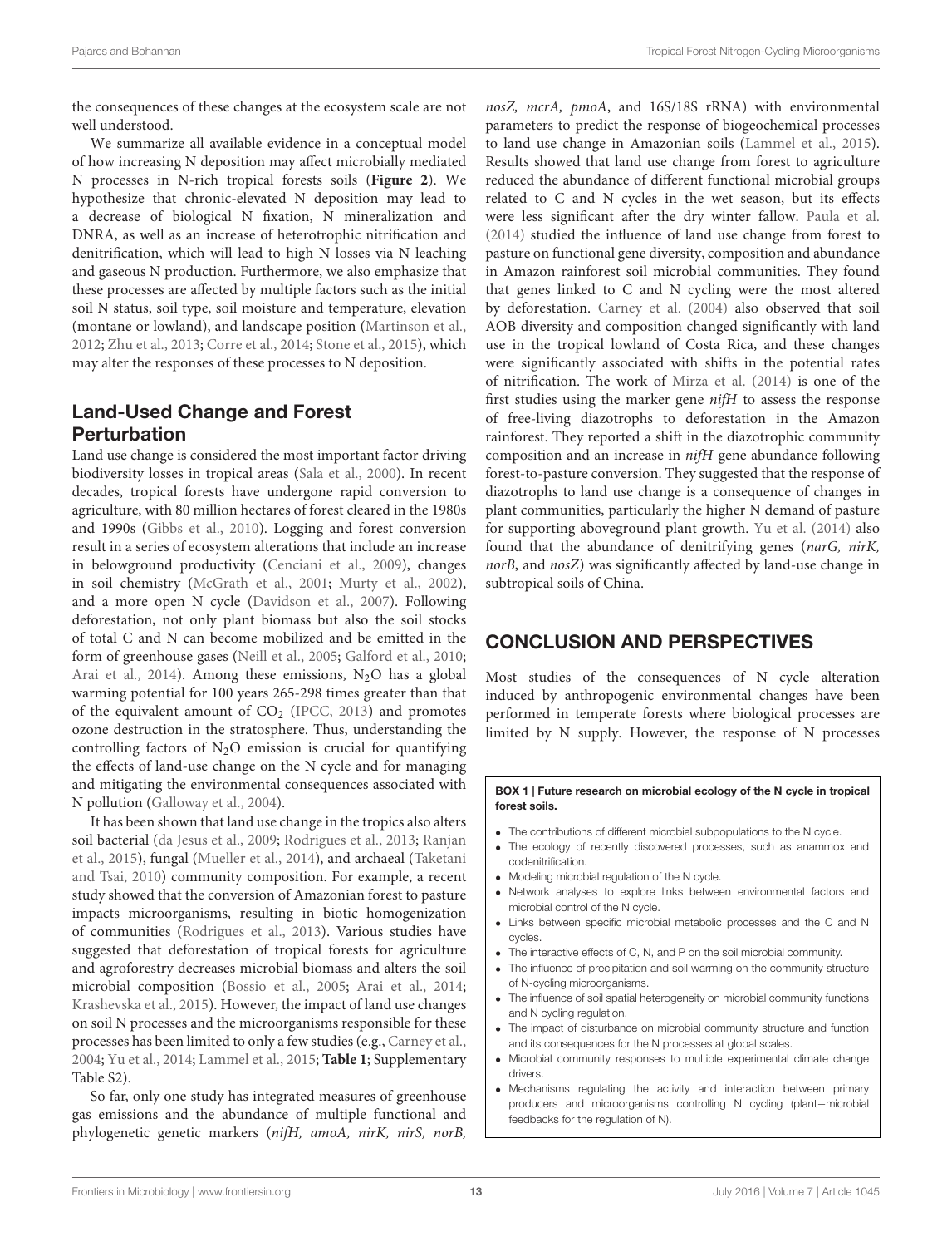the consequences of these changes at the ecosystem scale are not well understood.

We summarize all available evidence in a conceptual model of how increasing N deposition may affect microbially mediated N processes in N-rich tropical forests soils (**Figure 2**). We hypothesize that chronic-elevated N deposition may lead to a decrease of biological N fixation, N mineralization and DNRA, as well as an increase of heterotrophic nitrification and denitrification, which will lead to high N losses via N leaching and gaseous N production. Furthermore, we also emphasize that these processes are affected by multiple factors such as the initial soil N status, soil type, soil moisture and temperature, elevation (montane or lowland), and landscape position (Martinson et al., 2012; Zhu et al., 2013; Corre et al., 2014; Stone et al., 2015), which may alter the responses of these processes to N deposition.

## Land-Used Change and Forest Perturbation

Land use change is considered the most important factor driving biodiversity losses in tropical areas (Sala et al., 2000). In recent decades, tropical forests have undergone rapid conversion to agriculture, with 80 million hectares of forest cleared in the 1980s and 1990s (Gibbs et al., 2010). Logging and forest conversion result in a series of ecosystem alterations that include an increase in belowground productivity (Cenciani et al., 2009), changes in soil chemistry (McGrath et al., 2001; Murty et al., 2002), and a more open N cycle (Davidson et al., 2007). Following deforestation, not only plant biomass but also the soil stocks of total C and N can become mobilized and be emitted in the form of greenhouse gases (Neill et al., 2005; Galford et al., 2010; Arai et al., 2014). Among these emissions, $N_2O$ has a global warming potential for 100 years 265-298 times greater than that of the equivalent amount of $CO_2$ (IPCC, 2013) and promotes ozone destruction in the stratosphere. Thus, understanding the controlling factors of $N_2O$ emission is crucial for quantifying the effects of land-use change on the N cycle and for managing and mitigating the environmental consequences associated with N pollution (Galloway et al., 2004).

It has been shown that land use change in the tropics also alters soil bacterial (da Jesus et al., 2009; Rodrigues et al., 2013; Ranjan et al., 2015), fungal (Mueller et al., 2014), and archaeal (Taketani and Tsai, 2010) community composition. For example, a recent study showed that the conversion of Amazonian forest to pasture impacts microorganisms, resulting in biotic homogenization of communities (Rodrigues et al., 2013). Various studies have suggested that deforestation of tropical forests for agriculture and agroforestry decreases microbial biomass and alters the soil microbial composition (Bossio et al., 2005; Arai et al., 2014; Krashevska et al., 2015). However, the impact of land use changes on soil N processes and the microorganisms responsible for these processes has been limited to only a few studies (e.g., Carney et al., 2004; Yu et al., 2014; Lammel et al., 2015; **Table 1**; Supplementary Table S2).

So far, only one study has integrated measures of greenhouse gas emissions and the abundance of multiple functional and phylogenetic genetic markers (*nifH, amoA, nirK, nirS, norB, nosZ, mcrA, pmoA*, and 16S/18S rRNA) with environmental parameters to predict the response of biogeochemical processes to land use change in Amazonian soils (Lammel et al., 2015). Results showed that land use change from forest to agriculture reduced the abundance of different functional microbial groups related to C and N cycles in the wet season, but its effects were less significant after the dry winter fallow. Paula et al. (2014) studied the influence of land use change from forest to pasture on functional gene diversity, composition and abundance in Amazon rainforest soil microbial communities. They found that genes linked to C and N cycling were the most altered by deforestation. Carney et al. (2004) also observed that soil AOB diversity and composition changed significantly with land use in the tropical lowland of Costa Rica, and these changes were significantly associated with shifts in the potential rates of nitrification. The work of Mirza et al. (2014) is one of the first studies using the marker gene *nifH* to assess the response of free-living diazotrophs to deforestation in the Amazon rainforest. They reported a shift in the diazotrophic community composition and an increase in *nifH* gene abundance following forest-to-pasture conversion. They suggested that the response of diazotrophs to land use change is a consequence of changes in plant communities, particularly the higher N demand of pasture for supporting aboveground plant growth. Yu et al. (2014) also found that the abundance of denitrifying genes (*narG, nirK, norB*, and *nosZ*) was significantly affected by land-use change in subtropical soils of China.

# CONCLUSION AND PERSPECTIVES

Most studies of the consequences of N cycle alteration induced by anthropogenic environmental changes have been performed in temperate forests where biological processes are limited by N supply. However, the response of N processes

**BOX 1 | Future research on microbial ecology of the N cycle in tropical forest soils.**

- The contributions of different microbial subpopulations to the N cycle.
- The ecology of recently discovered processes, such as anammox and codenitrification.
- Modeling microbial regulation of the N cycle.
- Network analyses to explore links between environmental factors and microbial control of the N cycle.
- Links between specific microbial metabolic processes and the C and N cycles.
- The interactive effects of C, N, and P on the soil microbial community.
- The influence of precipitation and soil warming on the community structure of N-cycling microorganisms.
- The influence of soil spatial heterogeneity on microbial community functions and N cycling regulation.
- The impact of disturbance on microbial community structure and function and its consequences for the N processes at global scales.
- Microbial community responses to multiple experimental climate change drivers.
- Mechanisms regulating the activity and interaction between primary producers and microorganisms controlling N cycling (plant–microbial feedbacks for the regulation of N).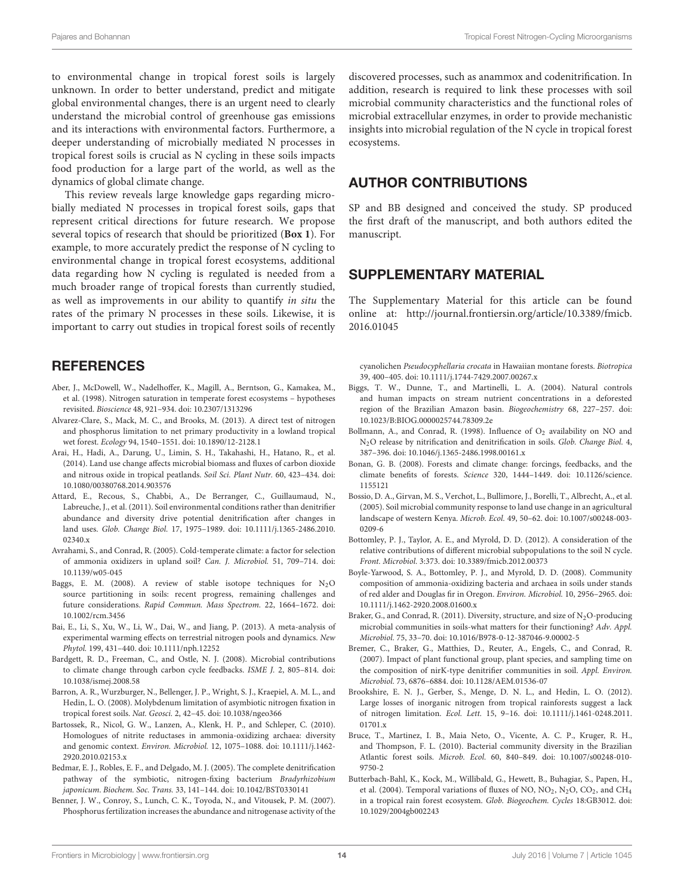to environmental change in tropical forest soils is largely unknown. In order to better understand, predict and mitigate global environmental changes, there is an urgent need to clearly understand the microbial control of greenhouse gas emissions and its interactions with environmental factors. Furthermore, a deeper understanding of microbially mediated N processes in tropical forest soils is crucial as N cycling in these soils impacts food production for a large part of the world, as well as the dynamics of global climate change.

This review reveals large knowledge gaps regarding microbially mediated N processes in tropical forest soils, gaps that represent critical directions for future research. We propose several topics of research that should be prioritized (**Box 1**). For example, to more accurately predict the response of N cycling to environmental change in tropical forest ecosystems, additional data regarding how N cycling is regulated is needed from a much broader range of tropical forests than currently studied, as well as improvements in our ability to quantify *in situ* the rates of the primary N processes in these soils. Likewise, it is important to carry out studies in tropical forest soils of recently discovered processes, such as anammox and codenitrification. In addition, research is required to link these processes with soil microbial community characteristics and the functional roles of microbial extracellular enzymes, in order to provide mechanistic insights into microbial regulation of the N cycle in tropical forest ecosystems.

## AUTHOR CONTRIBUTIONS

SP and BB designed and conceived the study. SP produced the first draft of the manuscript, and both authors edited the manuscript.

## SUPPLEMENTARY MATERIAL

The Supplementary Material for this article can be found online at: http://journal.frontiersin.org/article/10.3389/fmicb.2016.01045

## REFERENCES

Aber, J., McDowell, W., Nadelhoffer, K., Magill, A., Berntson, G., Kamakea, M., et al. (1998). Nitrogen saturation in temperate forest ecosystems – hypotheses revisited. *Bioscience* 48, 921–934. doi: 10.2307/1313296

Alvarez-Clare, S., Mack, M. C., and Brooks, M. (2013). A direct test of nitrogen and phosphorus limitation to net primary productivity in a lowland tropical wet forest. *Ecology* 94, 1540–1551. doi: 10.1890/12-2128.1

Arai, H., Hadi, A., Darung, U., Limin, S. H., Takahashi, H., Hatano, R., et al. (2014). Land use change affects microbial biomass and fluxes of carbon dioxide and nitrous oxide in tropical peatlands. *Soil Sci. Plant Nutr.* 60, 423–434. doi: 10.1080/00380768.2014.903576

Attard, E., Recous, S., Chabbi, A., De Berranger, C., Guillaumaud, N., Labreuche, J., et al. (2011). Soil environmental conditions rather than denitrifier abundance and diversity drive potential denitrification after changes in land uses. *Glob. Change Biol.* 17, 1975–1989. doi: 10.1111/j.1365-2486.2010.02340.x

Avrahami, S., and Conrad, R. (2005). Cold-temperate climate: a factor for selection of ammonia oxidizers in upland soil? *Can. J. Microbiol.* 51, 709–714. doi: 10.1139/w05-045

Baggs, E. M. (2008). A review of stable isotope techniques for $N_2O$ source partitioning in soils: recent progress, remaining challenges and future considerations. *Rapid Commun. Mass Spectrom.* 22, 1664–1672. doi: 10.1002/rcm.3456

Bai, E., Li, S., Xu, W., Li, W., Dai, W., and Jiang, P. (2013). A meta-analysis of experimental warming effects on terrestrial nitrogen pools and dynamics. *New Phytol.* 199, 431–440. doi: 10.1111/nph.12252

Bardgett, R. D., Freeman, C., and Ostle, N. J. (2008). Microbial contributions to climate change through carbon cycle feedbacks. *ISME J.* 2, 805–814. doi: 10.1038/ismej.2008.58

Barron, A. R., Wurzburger, N., Bellenger, J. P., Wright, S. J., Kraepiel, A. M. L., and Hedin, L. O. (2008). Molybdenum limitation of asymbiotic nitrogen fixation in tropical forest soils. *Nat. Geosci.* 2, 42–45. doi: 10.1038/ngeo366

Bartossek, R., Nicol, G. W., Lanzen, A., Klenk, H. P., and Schleper, C. (2010). Homologues of nitrite reductases in ammonia-oxidizing archaea: diversity and genomic context. *Environ. Microbiol.* 12, 1075–1088. doi: 10.1111/j.1462-2920.2010.02153.x

Bedmar, E. J., Robles, E. F., and Delgado, M. J. (2005). The complete denitrification pathway of the symbiotic, nitrogen-fixing bacterium *Bradyrhizobium japonicum*. *Biochem. Soc. Trans.* 33, 141–144. doi: 10.1042/BST0330141

Benner, J. W., Conroy, S., Lunch, C. K., Toyoda, N., and Vitousek, P. M. (2007). Phosphorus fertilization increases the abundance and nitrogenase activity of the cyanolichen *Pseudocyphellaria crocata* in Hawaiian montane forests. *Biotropica* 39, 400–405. doi: 10.1111/j.1744-7429.2007.00267.x

Biggs, T. W., Dunne, T., and Martinelli, L. A. (2004). Natural controls and human impacts on stream nutrient concentrations in a deforested region of the Brazilian Amazon basin. *Biogeochemistry* 68, 227–257. doi: 10.1023/B:BIOG.0000025744.78309.2e

Bollmann, A., and Conrad, R. (1998). Influence of $O_2$ availability on NO and $N_2O$ release by nitrification and denitrification in soils. *Glob. Change Biol.* 4, 387–396. doi: 10.1046/j.1365-2486.1998.00161.x

Bonan, G. B. (2008). Forests and climate change: forcings, feedbacks, and the climate benefits of forests. *Science* 320, 1444–1449. doi: 10.1126/science.1155121

Bossio, D. A., Girvan, M. S., Verchot, L., Bullimore, J., Borelli, T., Albrecht, A., et al. (2005). Soil microbial community response to land use change in an agricultural landscape of western Kenya. *Microb. Ecol.* 49, 50–62. doi: 10.1007/s00248-003-0209-6

Bottomley, P. J., Taylor, A. E., and Myrold, D. D. (2012). A consideration of the relative contributions of different microbial subpopulations to the soil N cycle. *Front. Microbiol.* 3:373. doi: 10.3389/fmicb.2012.00373

Boyle-Yarwood, S. A., Bottomley, P. J., and Myrold, D. D. (2008). Community composition of ammonia-oxidizing bacteria and archaea in soils under stands of red alder and Douglas fir in Oregon. *Environ. Microbiol.* 10, 2956–2965. doi: 10.1111/j.1462-2920.2008.01600.x

Braker, G., and Conrad, R. (2011). Diversity, structure, and size of $N_2O$-producing microbial communities in soils-what matters for their functioning? *Adv. Appl. Microbiol.* 75, 33–70. doi: 10.1016/B978-0-12-387046-9.00002-5

Bremer, C., Braker, G., Matthies, D., Reuter, A., Engels, C., and Conrad, R. (2007). Impact of plant functional group, plant species, and sampling time on the composition of nirK-type denitrifier communities in soil. *Appl. Environ. Microbiol.* 73, 6876–6884. doi: 10.1128/AEM.01536-07

Brookshire, E. N. J., Gerber, S., Menge, D. N. L., and Hedin, L. O. (2012). Large losses of inorganic nitrogen from tropical rainforests suggest a lack of nitrogen limitation. *Ecol. Lett.* 15, 9–16. doi: 10.1111/j.1461-0248.2011.01701.x

Bruce, T., Martinez, I. B., Maia Neto, O., Vicente, A. C. P., Kruger, R. H., and Thompson, F. L. (2010). Bacterial community diversity in the Brazilian Atlantic forest soils. *Microb. Ecol.* 60, 840–849. doi: 10.1007/s00248-010-9750-2

Butterbach-Bahl, K., Kock, M., Willibald, G., Hewett, B., Buhagiar, S., Papen, H., et al. (2004). Temporal variations of fluxes of NO, $NO_2$, $N_2O$, $CO_2$, and $CH_4$ in a tropical rain forest ecosystem. *Glob. Biogeochem. Cycles* 18:GB3012. doi: 10.1029/2004gb002243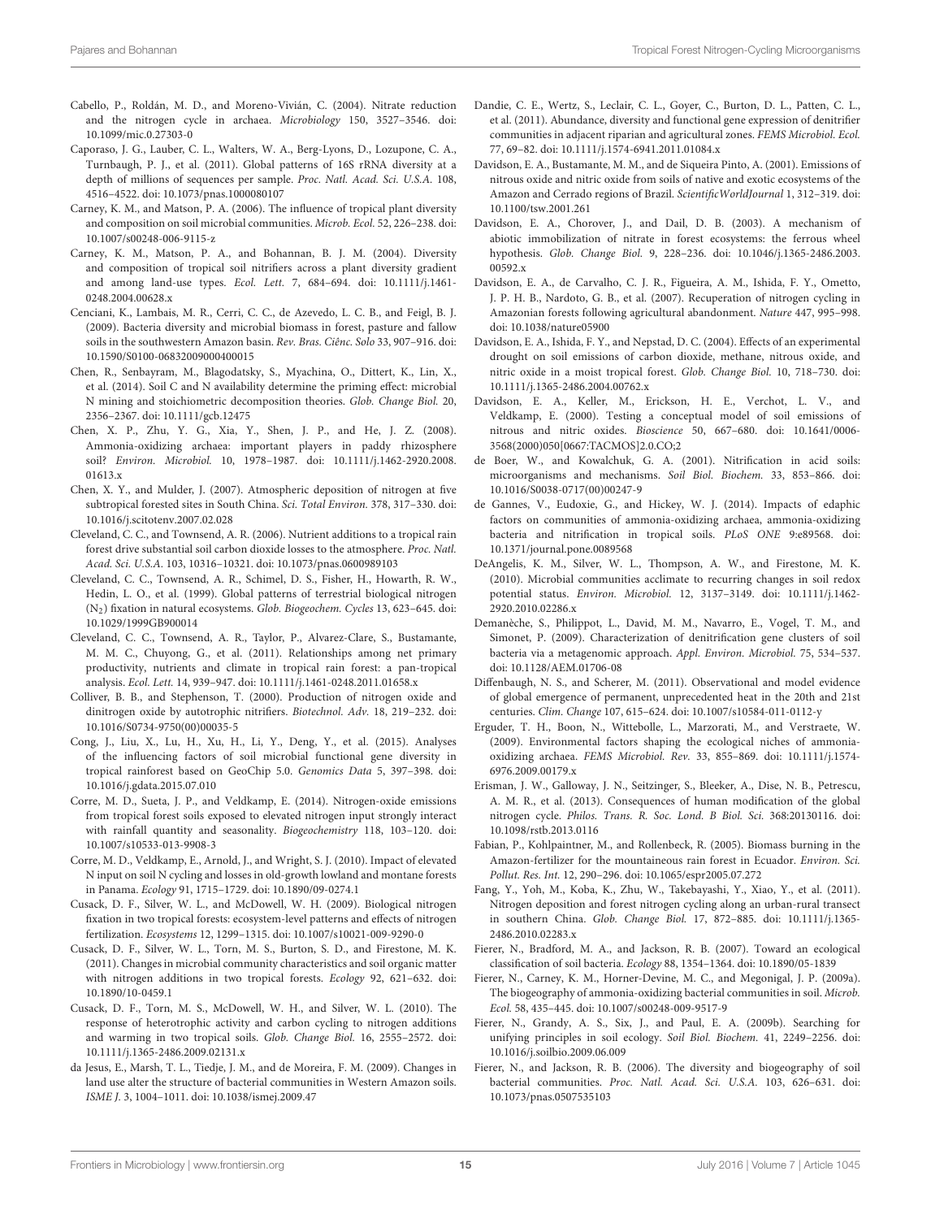Cabello, P., Roldán, M. D., and Moreno-Vivián, C. (2004). Nitrate reduction and the nitrogen cycle in archaea. *Microbiology* 150, 3527–3546. doi: 10.1099/mic.0.27303-0

Caporaso, J. G., Lauber, C. L., Walters, W. A., Berg-Lyons, D., Lozupone, C. A., Turnbaugh, P. J., et al. (2011). Global patterns of 16S rRNA diversity at a depth of millions of sequences per sample. *Proc. Natl. Acad. Sci. U.S.A.* 108, 4516–4522. doi: 10.1073/pnas.1000080107

Carney, K. M., and Matson, P. A. (2006). The influence of tropical plant diversity and composition on soil microbial communities. *Microb. Ecol.* 52, 226–238. doi: 10.1007/s00248-006-9115-z

Carney, K. M., Matson, P. A., and Bohannan, B. J. M. (2004). Diversity and composition of tropical soil nitrifiers across a plant diversity gradient and among land-use types. *Ecol. Lett.* 7, 684–694. doi: 10.1111/j.1461-0248.2004.00628.x

Cenciani, K., Lambais, M. R., Cerri, C. C., de Azevedo, L. C. B., and Feigl, B. J. (2009). Bacteria diversity and microbial biomass in forest, pasture and fallow soils in the southwestern Amazon basin. *Rev. Bras. Ciênc. Solo* 33, 907–916. doi: 10.1590/S0100-06832009000400015

Chen, R., Senbayram, M., Blagodatsky, S., Myachina, O., Dittert, K., Lin, X., et al. (2014). Soil C and N availability determine the priming effect: microbial N mining and stoichiometric decomposition theories. *Glob. Change Biol.* 20, 2356–2367. doi: 10.1111/gcb.12475

Chen, X. P., Zhu, Y. G., Xia, Y., Shen, J. P., and He, J. Z. (2008). Ammonia-oxidizing archaea: important players in paddy rhizosphere soil? *Environ. Microbiol.* 10, 1978–1987. doi: 10.1111/j.1462-2920.2008.01613.x

Chen, X. Y., and Mulder, J. (2007). Atmospheric deposition of nitrogen at five subtropical forested sites in South China. *Sci. Total Environ.* 378, 317–330. doi: 10.1016/j.scitotenv.2007.02.028

Cleveland, C. C., and Townsend, A. R. (2006). Nutrient additions to a tropical rain forest drive substantial soil carbon dioxide losses to the atmosphere. *Proc. Natl. Acad. Sci. U.S.A.* 103, 10316–10321. doi: 10.1073/pnas.0600989103

Cleveland, C. C., Townsend, A. R., Schimel, D. S., Fisher, H., Howarth, R. W., Hedin, L. O., et al. (1999). Global patterns of terrestrial biological nitrogen ($N_2$) fixation in natural ecosystems. *Glob. Biogeochem. Cycles* 13, 623–645. doi: 10.1029/1999GB900014

Cleveland, C. C., Townsend, A. R., Taylor, P., Alvarez-Clare, S., Bustamante, M. M. C., Chuyong, G., et al. (2011). Relationships among net primary productivity, nutrients and climate in tropical rain forest: a pan-tropical analysis. *Ecol. Lett.* 14, 939–947. doi: 10.1111/j.1461-0248.2011.01658.x

Colliver, B. B., and Stephenson, T. (2000). Production of nitrogen oxide and dinitrogen oxide by autotrophic nitrifiers. *Biotechnol. Adv.* 18, 219–232. doi: 10.1016/S0734-9750(00)00035-5

Cong, J., Liu, X., Lu, H., Xu, H., Li, Y., Deng, Y., et al. (2015). Analyses of the influencing factors of soil microbial functional gene diversity in tropical rainforest based on GeoChip 5.0. *Genomics Data* 5, 397–398. doi: 10.1016/j.gdata.2015.07.010

Corre, M. D., Sueta, J. P., and Veldkamp, E. (2014). Nitrogen-oxide emissions from tropical forest soils exposed to elevated nitrogen input strongly interact with rainfall quantity and seasonality. *Biogeochemistry* 118, 103–120. doi: 10.1007/s10533-013-9908-3

Corre, M. D., Veldkamp, E., Arnold, J., and Wright, S. J. (2010). Impact of elevated N input on soil N cycling and losses in old-growth lowland and montane forests in Panama. *Ecology* 91, 1715–1729. doi: 10.1890/09-0274.1

Cusack, D. F., Silver, W. L., and McDowell, W. H. (2009). Biological nitrogen fixation in two tropical forests: ecosystem-level patterns and effects of nitrogen fertilization. *Ecosystems* 12, 1299–1315. doi: 10.1007/s10021-009-9290-0

Cusack, D. F., Silver, W. L., Torn, M. S., Burton, S. D., and Firestone, M. K. (2011). Changes in microbial community characteristics and soil organic matter with nitrogen additions in two tropical forests. *Ecology* 92, 621–632. doi: 10.1890/10-0459.1

Cusack, D. F., Torn, M. S., McDowell, W. H., and Silver, W. L. (2010). The response of heterotrophic activity and carbon cycling to nitrogen additions and warming in two tropical soils. *Glob. Change Biol.* 16, 2555–2572. doi: 10.1111/j.1365-2486.2009.02131.x

da Jesus, E., Marsh, T. L., Tiedje, J. M., and de Moreira, F. M. (2009). Changes in land use alter the structure of bacterial communities in Western Amazon soils. *ISME J.* 3, 1004–1011. doi: 10.1038/ismej.2009.47

Dandie, C. E., Wertz, S., Leclair, C. L., Goyer, C., Burton, D. L., Patten, C. L., et al. (2011). Abundance, diversity and functional gene expression of denitrifier communities in adjacent riparian and agricultural zones. *FEMS Microbiol. Ecol.* 77, 69–82. doi: 10.1111/j.1574-6941.2011.01084.x

Davidson, E. A., Bustamante, M. M., and de Siqueira Pinto, A. (2001). Emissions of nitrous oxide and nitric oxide from soils of native and exotic ecosystems of the Amazon and Cerrado regions of Brazil. *ScientificWorldJournal* 1, 312–319. doi: 10.1100/tsw.2001.261

Davidson, E. A., Chorover, J., and Dail, D. B. (2003). A mechanism of abiotic immobilization of nitrate in forest ecosystems: the ferrous wheel hypothesis. *Glob. Change Biol.* 9, 228–236. doi: 10.1046/j.1365-2486.2003.00592.x

Davidson, E. A., de Carvalho, C. J. R., Figueira, A. M., Ishida, F. Y., Ometto, J. P. H. B., Nardoto, G. B., et al. (2007). Recuperation of nitrogen cycling in Amazonian forests following agricultural abandonment. *Nature* 447, 995–998. doi: 10.1038/nature05900

Davidson, E. A., Ishida, F. Y., and Nepstad, D. C. (2004). Effects of an experimental drought on soil emissions of carbon dioxide, methane, nitrous oxide, and nitric oxide in a moist tropical forest. *Glob. Change Biol.* 10, 718–730. doi: 10.1111/j.1365-2486.2004.00762.x

Davidson, E. A., Keller, M., Erickson, H. E., Verchot, L. V., and Veldkamp, E. (2000). Testing a conceptual model of soil emissions of nitrous and nitric oxides. *Bioscience* 50, 667–680. doi: 10.1641/0006-3568(2000)050[0667:TACMOS]2.0.CO;2

de Boer, W., and Kowalchuk, G. A. (2001). Nitrification in acid soils: microorganisms and mechanisms. *Soil Biol. Biochem.* 33, 853–866. doi: 10.1016/S0038-0717(00)00247-9

de Gannes, V., Eudoxie, G., and Hickey, W. J. (2014). Impacts of edaphic factors on communities of ammonia-oxidizing archaea, ammonia-oxidizing bacteria and nitrification in tropical soils. *PLoS ONE* 9:e89568. doi: 10.1371/journal.pone.0089568

DeAngelis, K. M., Silver, W. L., Thompson, A. W., and Firestone, M. K. (2010). Microbial communities acclimate to recurring changes in soil redox potential status. *Environ. Microbiol.* 12, 3137–3149. doi: 10.1111/j.1462-2920.2010.02286.x

Demanèche, S., Philippot, L., David, M. M., Navarro, E., Vogel, T. M., and Simonet, P. (2009). Characterization of denitrification gene clusters of soil bacteria via a metagenomic approach. *Appl. Environ. Microbiol.* 75, 534–537. doi: 10.1128/AEM.01706-08

Diffenbaugh, N. S., and Scherer, M. (2011). Observational and model evidence of global emergence of permanent, unprecedented heat in the 20th and 21st centuries. *Clim. Change* 107, 615–624. doi: 10.1007/s10584-011-0112-y

Erguder, T. H., Boon, N., Wittebolle, L., Marzorati, M., and Verstraete, W. (2009). Environmental factors shaping the ecological niches of ammonia-oxidizing archaea. *FEMS Microbiol. Rev.* 33, 855–869. doi: 10.1111/j.1574-6976.2009.00179.x

Erisman, J. W., Galloway, J. N., Seitzinger, S., Bleeker, A., Dise, N. B., Petrescu, A. M. R., et al. (2013). Consequences of human modification of the global nitrogen cycle. *Philos. Trans. R. Soc. Lond. B Biol. Sci.* 368:20130116. doi: 10.1098/rstb.2013.0116

Fabian, P., Kohlpaintner, M., and Rollenbeck, R. (2005). Biomass burning in the Amazon-fertilizer for the mountaineous rain forest in Ecuador. *Environ. Sci. Pollut. Res. Int.* 12, 290–296. doi: 10.1065/espr2005.07.272

Fang, Y., Yoh, M., Koba, K., Zhu, W., Takebayashi, Y., Xiao, Y., et al. (2011). Nitrogen deposition and forest nitrogen cycling along an urban-rural transect in southern China. *Glob. Change Biol.* 17, 872–885. doi: 10.1111/j.1365-2486.2010.02283.x

Fierer, N., Bradford, M. A., and Jackson, R. B. (2007). Toward an ecological classification of soil bacteria. *Ecology* 88, 1354–1364. doi: 10.1890/05-1839

Fierer, N., Carney, K. M., Horner-Devine, M. C., and Megonigal, J. P. (2009a). The biogeography of ammonia-oxidizing bacterial communities in soil. *Microb. Ecol.* 58, 435–445. doi: 10.1007/s00248-009-9517-9

Fierer, N., Grandy, A. S., Six, J., and Paul, E. A. (2009b). Searching for unifying principles in soil ecology. *Soil Biol. Biochem.* 41, 2249–2256. doi: 10.1016/j.soilbio.2009.06.009

Fierer, N., and Jackson, R. B. (2006). The diversity and biogeography of soil bacterial communities. *Proc. Natl. Acad. Sci. U.S.A.* 103, 626–631. doi: 10.1073/pnas.0507535103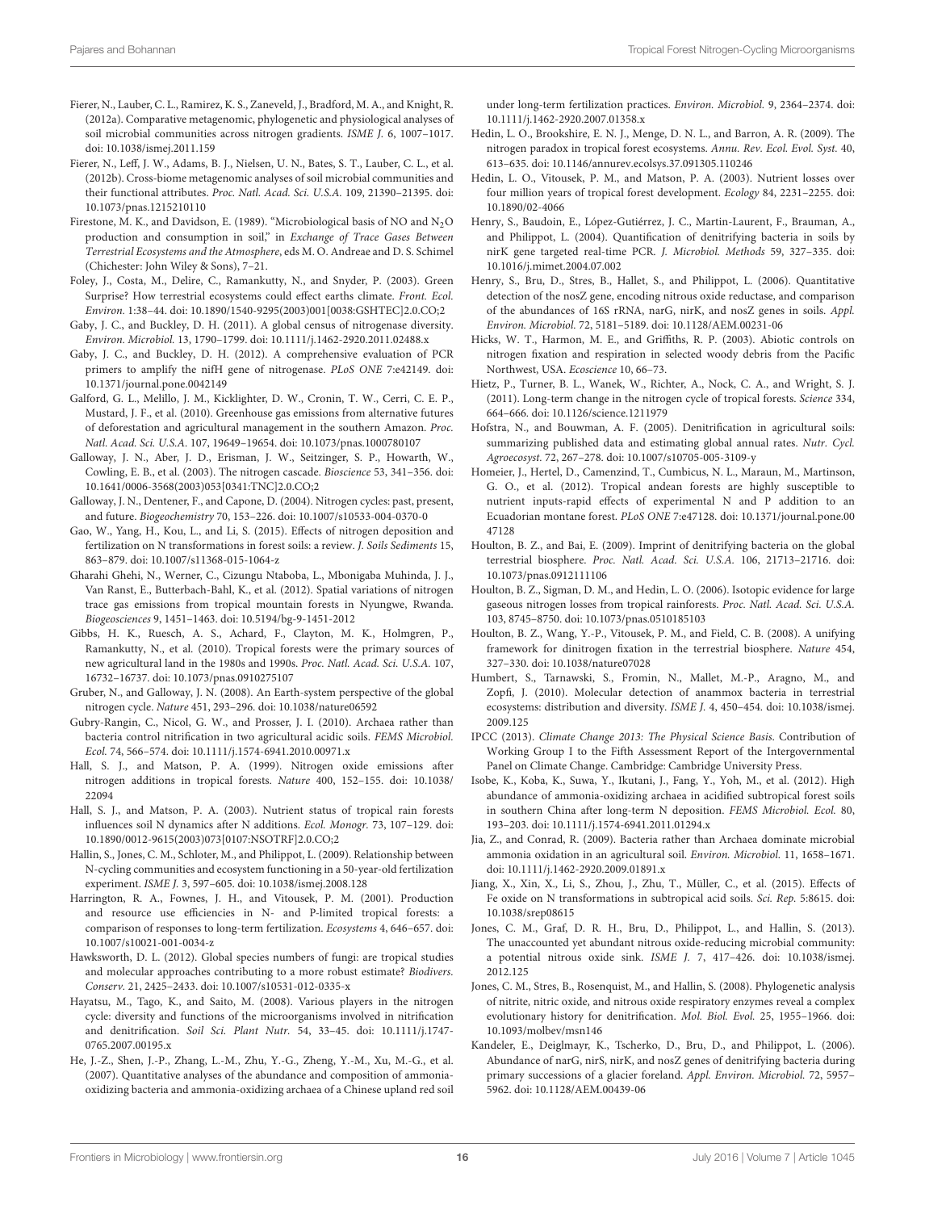Fierer, N., Lauber, C. L., Ramirez, K. S., Zaneveld, J., Bradford, M. A., and Knight, R. (2012a). Comparative metagenomic, phylogenetic and physiological analyses of soil microbial communities across nitrogen gradients. *ISME J.* 6, 1007–1017. doi: 10.1038/ismej.2011.159

Fierer, N., Leff, J. W., Adams, B. J., Nielsen, U. N., Bates, S. T., Lauber, C. L., et al. (2012b). Cross-biome metagenomic analyses of soil microbial communities and their functional attributes. *Proc. Natl. Acad. Sci. U.S.A.* 109, 21390–21395. doi: 10.1073/pnas.1215210110

Firestone, M. K., and Davidson, E. (1989). "Microbiological basis of NO and $N_2O$ production and consumption in soil," in *Exchange of Trace Gases Between Terrestrial Ecosystems and the Atmosphere*, eds M. O. Andreae and D. S. Schimel (Chichester: John Wiley & Sons), 7–21.

Foley, J., Costa, M., Delire, C., Ramankutty, N., and Snyder, P. (2003). Green Surprise? How terrestrial ecosystems could effect earths climate. *Front. Ecol. Environ.* 1:38–44. doi: 10.1890/1540-9295(2003)001[0038:GSHTEC]2.0.CO;2

Gaby, J. C., and Buckley, D. H. (2011). A global census of nitrogenase diversity. *Environ. Microbiol.* 13, 1790–1799. doi: 10.1111/j.1462-2920.2011.02488.x

Gaby, J. C., and Buckley, D. H. (2012). A comprehensive evaluation of PCR primers to amplify the nifH gene of nitrogenase. *PLoS ONE* 7:e42149. doi: 10.1371/journal.pone.0042149

Galford, G. L., Melillo, J. M., Kicklighter, D. W., Cronin, T. W., Cerri, C. E. P., Mustard, J. F., et al. (2010). Greenhouse gas emissions from alternative futures of deforestation and agricultural management in the southern Amazon. *Proc. Natl. Acad. Sci. U.S.A.* 107, 19649–19654. doi: 10.1073/pnas.1000780107

Galloway, J. N., Aber, J. D., Erisman, J. W., Seitzinger, S. P., Howarth, W., Cowling, E. B., et al. (2003). The nitrogen cascade. *Bioscience* 53, 341–356. doi: 10.1641/0006-3568(2003)053[0341:TNC]2.0.CO;2

Galloway, J. N., Dentener, F., and Capone, D. (2004). Nitrogen cycles: past, present, and future. *Biogeochemistry* 70, 153–226. doi: 10.1007/s10533-004-0370-0

Gao, W., Yang, H., Kou, L., and Li, S. (2015). Effects of nitrogen deposition and fertilization on N transformations in forest soils: a review. *J. Soils Sediments* 15, 863–879. doi: 10.1007/s11368-015-1064-z

Gharahi Ghehi, N., Werner, C., Cizungu Ntaboba, L., Mbonigaba Muhinda, J. J., Van Ranst, E., Butterbach-Bahl, K., et al. (2012). Spatial variations of nitrogen trace gas emissions from tropical mountain forests in Nyungwe, Rwanda. *Biogeosciences* 9, 1451–1463. doi: 10.5194/bg-9-1451-2012

Gibbs, H. K., Ruesch, A. S., Achard, F., Clayton, M. K., Holmgren, P., Ramankutty, N., et al. (2010). Tropical forests were the primary sources of new agricultural land in the 1980s and 1990s. *Proc. Natl. Acad. Sci. U.S.A.* 107, 16732–16737. doi: 10.1073/pnas.0910275107

Gruber, N., and Galloway, J. N. (2008). An Earth-system perspective of the global nitrogen cycle. *Nature* 451, 293–296. doi: 10.1038/nature06592

Gubry-Rangin, C., Nicol, G. W., and Prosser, J. I. (2010). Archaea rather than bacteria control nitrification in two agricultural acidic soils. *FEMS Microbiol. Ecol.* 74, 566–574. doi: 10.1111/j.1574-6941.2010.00971.x

Hall, S. J., and Matson, P. A. (1999). Nitrogen oxide emissions after nitrogen additions in tropical forests. *Nature* 400, 152–155. doi: 10.1038/22094

Hall, S. J., and Matson, P. A. (2003). Nutrient status of tropical rain forests influences soil N dynamics after N additions. *Ecol. Monogr.* 73, 107–129. doi: 10.1890/0012-9615(2003)073[0107:NSOTRF]2.0.CO;2

Hallin, S., Jones, C. M., Schloter, M., and Philippot, L. (2009). Relationship between N-cycling communities and ecosystem functioning in a 50-year-old fertilization experiment. *ISME J.* 3, 597–605. doi: 10.1038/ismej.2008.128

Harrington, R. A., Fownes, J. H., and Vitousek, P. M. (2001). Production and resource use efficiencies in N- and P-limited tropical forests: a comparison of responses to long-term fertilization. *Ecosystems* 4, 646–657. doi: 10.1007/s10021-001-0034-z

Hawksworth, D. L. (2012). Global species numbers of fungi: are tropical studies and molecular approaches contributing to a more robust estimate? *Biodivers. Conserv.* 21, 2425–2433. doi: 10.1007/s10531-012-0335-x

Hayatsu, M., Tago, K., and Saito, M. (2008). Various players in the nitrogen cycle: diversity and functions of the microorganisms involved in nitrification and denitrification. *Soil Sci. Plant Nutr.* 54, 33–45. doi: 10.1111/j.1747-0765.2007.00195.x

He, J.-Z., Shen, J.-P., Zhang, L.-M., Zhu, Y.-G., Zheng, Y.-M., Xu, M.-G., et al. (2007). Quantitative analyses of the abundance and composition of ammonia-oxidizing bacteria and ammonia-oxidizing archaea of a Chinese upland red soil under long-term fertilization practices. *Environ. Microbiol.* 9, 2364–2374. doi: 10.1111/j.1462-2920.2007.01358.x

Hedin, L. O., Brookshire, E. N. J., Menge, D. N. L., and Barron, A. R. (2009). The nitrogen paradox in tropical forest ecosystems. *Annu. Rev. Ecol. Evol. Syst.* 40, 613–635. doi: 10.1146/annurev.ecolsys.37.091305.110246

Hedin, L. O., Vitousek, P. M., and Matson, P. A. (2003). Nutrient losses over four million years of tropical forest development. *Ecology* 84, 2231–2255. doi: 10.1890/02-4066

Henry, S., Baudoin, E., López-Gutiérrez, J. C., Martin-Laurent, F., Brauman, A., and Philippot, L. (2004). Quantification of denitrifying bacteria in soils by nirK gene targeted real-time PCR. *J. Microbiol. Methods* 59, 327–335. doi: 10.1016/j.mimet.2004.07.002

Henry, S., Bru, D., Stres, B., Hallet, S., and Philippot, L. (2006). Quantitative detection of the nosZ gene, encoding nitrous oxide reductase, and comparison of the abundances of 16S rRNA, narG, nirK, and nosZ genes in soils. *Appl. Environ. Microbiol.* 72, 5181–5189. doi: 10.1128/AEM.00231-06

Hicks, W. T., Harmon, M. E., and Griffiths, R. P. (2003). Abiotic controls on nitrogen fixation and respiration in selected woody debris from the Pacific Northwest, USA. *Ecoscience* 10, 66–73.

Hietz, P., Turner, B. L., Wanek, W., Richter, A., Nock, C. A., and Wright, S. J. (2011). Long-term change in the nitrogen cycle of tropical forests. *Science* 334, 664–666. doi: 10.1126/science.1211979

Hofstra, N., and Bouwman, A. F. (2005). Denitrification in agricultural soils: summarizing published data and estimating global annual rates. *Nutr. Cycl. Agroecosyst.* 72, 267–278. doi: 10.1007/s10705-005-3109-y

Homeier, J., Hertel, D., Camenzind, T., Cumbicus, N. L., Maraun, M., Martinson, G. O., et al. (2012). Tropical andean forests are highly susceptible to nutrient inputs-rapid effects of experimental N and P addition to an Ecuadorian montane forest. *PLoS ONE* 7:e47128. doi: 10.1371/journal.pone.0047128

Houlton, B. Z., and Bai, E. (2009). Imprint of denitrifying bacteria on the global terrestrial biosphere. *Proc. Natl. Acad. Sci. U.S.A.* 106, 21713–21716. doi: 10.1073/pnas.0912111106

Houlton, B. Z., Sigman, D. M., and Hedin, L. O. (2006). Isotopic evidence for large gaseous nitrogen losses from tropical rainforests. *Proc. Natl. Acad. Sci. U.S.A.* 103, 8745–8750. doi: 10.1073/pnas.0510185103

Houlton, B. Z., Wang, Y.-P., Vitousek, P. M., and Field, C. B. (2008). A unifying framework for dinitrogen fixation in the terrestrial biosphere. *Nature* 454, 327–330. doi: 10.1038/nature07028

Humbert, S., Tarnawski, S., Fromin, N., Mallet, M.-P., Aragno, M., and Zopfi, J. (2010). Molecular detection of anammox bacteria in terrestrial ecosystems: distribution and diversity. *ISME J.* 4, 450–454. doi: 10.1038/ismej.2009.125

IPCC (2013). *Climate Change 2013: The Physical Science Basis.* Contribution of Working Group I to the Fifth Assessment Report of the Intergovernmental Panel on Climate Change. Cambridge: Cambridge University Press.

Isobe, K., Koba, K., Suwa, Y., Ikutani, J., Fang, Y., Yoh, M., et al. (2012). High abundance of ammonia-oxidizing archaea in acidified subtropical forest soils in southern China after long-term N deposition. *FEMS Microbiol. Ecol.* 80, 193–203. doi: 10.1111/j.1574-6941.2011.01294.x

Jia, Z., and Conrad, R. (2009). Bacteria rather than Archaea dominate microbial ammonia oxidation in an agricultural soil. *Environ. Microbiol.* 11, 1658–1671. doi: 10.1111/j.1462-2920.2009.01891.x

Jiang, X., Xin, X., Li, S., Zhou, J., Zhu, T., Müller, C., et al. (2015). Effects of Fe oxide on N transformations in subtropical acid soils. *Sci. Rep.* 5:8615. doi: 10.1038/srep08615

Jones, C. M., Graf, D. R. H., Bru, D., Philippot, L., and Hallin, S. (2013). The unaccounted yet abundant nitrous oxide-reducing microbial community: a potential nitrous oxide sink. *ISME J.* 7, 417–426. doi: 10.1038/ismej.2012.125

Jones, C. M., Stres, B., Rosenquist, M., and Hallin, S. (2008). Phylogenetic analysis of nitrite, nitric oxide, and nitrous oxide respiratory enzymes reveal a complex evolutionary history for denitrification. *Mol. Biol. Evol.* 25, 1955–1966. doi: 10.1093/molbev/msn146

Kandeler, E., Deiglmayr, K., Tscherko, D., Bru, D., and Philippot, L. (2006). Abundance of narG, nirS, nirK, and nosZ genes of denitrifying bacteria during primary successions of a glacier foreland. *Appl. Environ. Microbiol.* 72, 5957–5962. doi: 10.1128/AEM.00439-06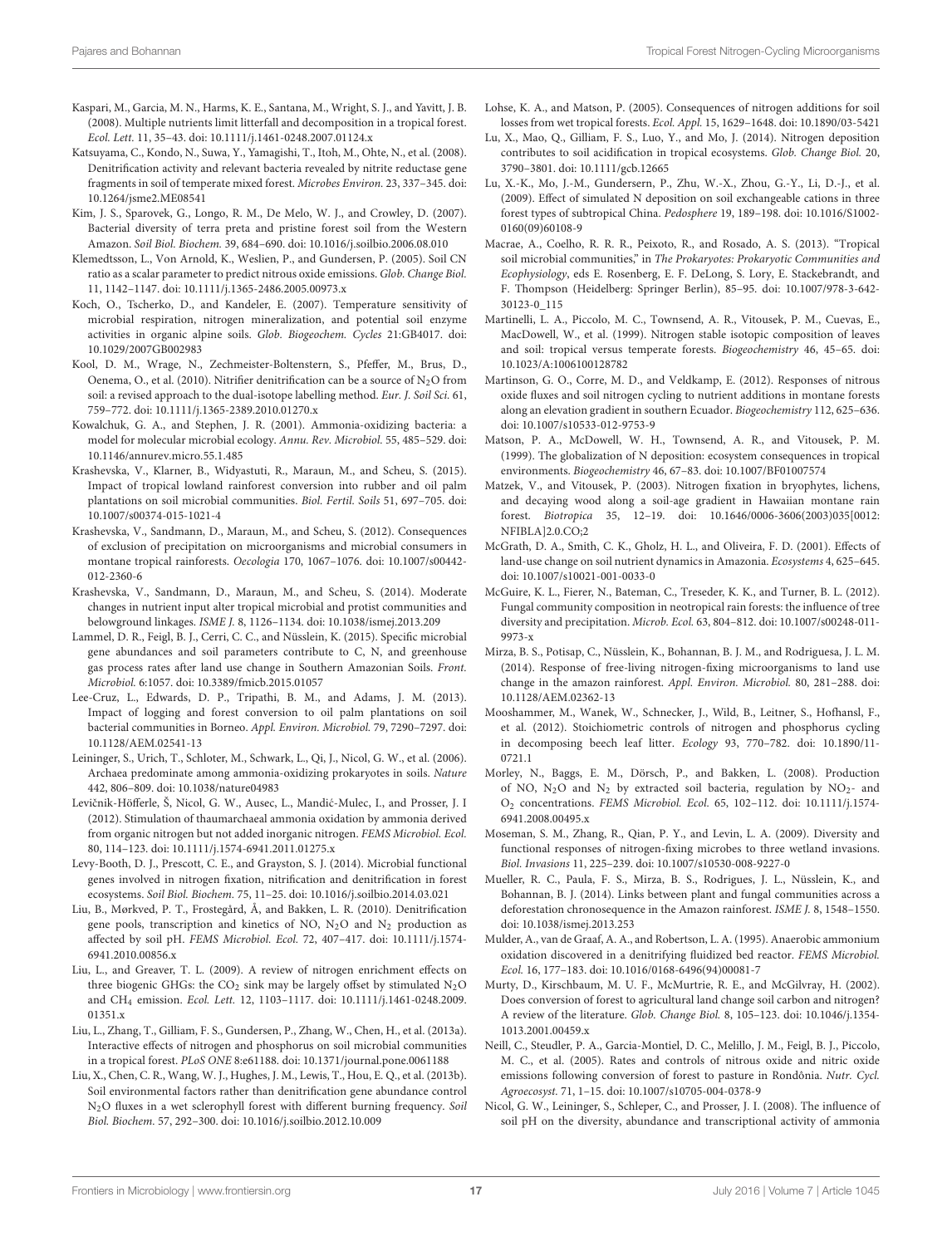Kaspari, M., Garcia, M. N., Harms, K. E., Santana, M., Wright, S. J., and Yavitt, J. B. (2008). Multiple nutrients limit litterfall and decomposition in a tropical forest. *Ecol. Lett.* 11, 35–43. doi: 10.1111/j.1461-0248.2007.01124.x

Katsuyama, C., Kondo, N., Suwa, Y., Yamagishi, T., Itoh, M., Ohte, N., et al. (2008). Denitrification activity and relevant bacteria revealed by nitrite reductase gene fragments in soil of temperate mixed forest. *Microbes Environ.* 23, 337–345. doi: 10.1264/jsme2.ME08541

Kim, J. S., Sparovek, G., Longo, R. M., De Melo, W. J., and Crowley, D. (2007). Bacterial diversity of terra preta and pristine forest soil from the Western Amazon. *Soil Biol. Biochem.* 39, 684–690. doi: 10.1016/j.soilbio.2006.08.010

Klemedtsson, L., Von Arnold, K., Weslien, P., and Gundersen, P. (2005). Soil CN ratio as a scalar parameter to predict nitrous oxide emissions. *Glob. Change Biol.* 11, 1142–1147. doi: 10.1111/j.1365-2486.2005.00973.x

Koch, O., Tscherko, D., and Kandeler, E. (2007). Temperature sensitivity of microbial respiration, nitrogen mineralization, and potential soil enzyme activities in organic alpine soils. *Glob. Biogeochem. Cycles* 21:GB4017. doi: 10.1029/2007GB002983

Kool, D. M., Wrage, N., Zechmeister-Boltenstern, S., Pfeffer, M., Brus, D., Oenema, O., et al. (2010). Nitrifier denitrification can be a source of $N_2O$ from soil: a revised approach to the dual-isotope labelling method. *Eur. J. Soil Sci.* 61, 759–772. doi: 10.1111/j.1365-2389.2010.01270.x

Kowalchuk, G. A., and Stephen, J. R. (2001). Ammonia-oxidizing bacteria: a model for molecular microbial ecology. *Annu. Rev. Microbiol.* 55, 485–529. doi: 10.1146/annurev.micro.55.1.485

Krashevska, V., Klarner, B., Widyastuti, R., Maraun, M., and Scheu, S. (2015). Impact of tropical lowland rainforest conversion into rubber and oil palm plantations on soil microbial communities. *Biol. Fertil. Soils* 51, 697–705. doi: 10.1007/s00374-015-1021-4

Krashevska, V., Sandmann, D., Maraun, M., and Scheu, S. (2012). Consequences of exclusion of precipitation on microorganisms and microbial consumers in montane tropical rainforests. *Oecologia* 170, 1067–1076. doi: 10.1007/s00442-012-2360-6

Krashevska, V., Sandmann, D., Maraun, M., and Scheu, S. (2014). Moderate changes in nutrient input alter tropical microbial and protist communities and belowground linkages. *ISME J.* 8, 1126–1134. doi: 10.1038/ismej.2013.209

Lammel, D. R., Feigl, B. J., Cerri, C. C., and Nüsslein, K. (2015). Specific microbial gene abundances and soil parameters contribute to C, N, and greenhouse gas process rates after land use change in Southern Amazonian Soils. *Front. Microbiol.* 6:1057. doi: 10.3389/fmicb.2015.01057

Lee-Cruz, L., Edwards, D. P., Tripathi, B. M., and Adams, J. M. (2013). Impact of logging and forest conversion to oil palm plantations on soil bacterial communities in Borneo. *Appl. Environ. Microbiol.* 79, 7290–7297. doi: 10.1128/AEM.02541-13

Leininger, S., Urich, T., Schloter, M., Schwark, L., Qi, J., Nicol, G. W., et al. (2006). Archaea predominate among ammonia-oxidizing prokaryotes in soils. *Nature* 442, 806–809. doi: 10.1038/nature04983

Levičnik-Höfferle, Š., Nicol, G. W., Ausec, L., Mandić-Mulec, I., and Prosser, J. I (2012). Stimulation of thaumarchaeal ammonia oxidation by ammonia derived from organic nitrogen but not added inorganic nitrogen. *FEMS Microbiol. Ecol.* 80, 114–123. doi: 10.1111/j.1574-6941.2011.01275.x

Levy-Booth, D. J., Prescott, C. E., and Grayston, S. J. (2014). Microbial functional genes involved in nitrogen fixation, nitrification and denitrification in forest ecosystems. *Soil Biol. Biochem.* 75, 11–25. doi: 10.1016/j.soilbio.2014.03.021

Liu, B., Mørkved, P. T., Frostegård, Å, and Bakken, L. R. (2010). Denitrification gene pools, transcription and kinetics of NO, $N_2O$ and $N_2$ production as affected by soil pH. *FEMS Microbiol. Ecol.* 72, 407–417. doi: 10.1111/j.1574-6941.2010.00856.x

Liu, L., and Greaver, T. L. (2009). A review of nitrogen enrichment effects on three biogenic GHGs: the $CO_2$ sink may be largely offset by stimulated $N_2O$ and $CH_4$ emission. *Ecol. Lett.* 12, 1103–1117. doi: 10.1111/j.1461-0248.2009.01351.x

Liu, L., Zhang, T., Gilliam, F. S., Gundersen, P., Zhang, W., Chen, H., et al. (2013a). Interactive effects of nitrogen and phosphorus on soil microbial communities in a tropical forest. *PLoS ONE* 8:e61188. doi: 10.1371/journal.pone.0061188

Liu, X., Chen, C. R., Wang, W. J., Hughes, J. M., Lewis, T., Hou, E. Q., et al. (2013b). Soil environmental factors rather than denitrification gene abundance control $N_2O$ fluxes in a wet sclerophyll forest with different burning frequency. *Soil Biol. Biochem.* 57, 292–300. doi: 10.1016/j.soilbio.2012.10.009

Lohse, K. A., and Matson, P. (2005). Consequences of nitrogen additions for soil losses from wet tropical forests. *Ecol. Appl.* 15, 1629–1648. doi: 10.1890/03-5421

Lu, X., Mao, Q., Gilliam, F. S., Luo, Y., and Mo, J. (2014). Nitrogen deposition contributes to soil acidification in tropical ecosystems. *Glob. Change Biol.* 20, 3790–3801. doi: 10.1111/gcb.12665

Lu, X.-K., Mo, J.-M., Gundersern, P., Zhu, W.-X., Zhou, G.-Y., Li, D.-J., et al. (2009). Effect of simulated N deposition on soil exchangeable cations in three forest types of subtropical China. *Pedosphere* 19, 189–198. doi: 10.1016/S1002-0160(09)60108-9

Macrae, A., Coelho, R. R. R., Peixoto, R., and Rosado, A. S. (2013). "Tropical soil microbial communities," in *The Prokaryotes: Prokaryotic Communities and Ecophysiology*, eds E. Rosenberg, E. F. DeLong, S. Lory, E. Stackebrandt, and F. Thompson (Heidelberg: Springer Berlin), 85–95. doi: 10.1007/978-3-642-30123-0_115

Martinelli, L. A., Piccolo, M. C., Townsend, A. R., Vitousek, P. M., Cuevas, E., MacDowell, W., et al. (1999). Nitrogen stable isotopic composition of leaves and soil: tropical versus temperate forests. *Biogeochemistry* 46, 45–65. doi: 10.1023/A:1006100128782

Martinson, G. O., Corre, M. D., and Veldkamp, E. (2012). Responses of nitrous oxide fluxes and soil nitrogen cycling to nutrient additions in montane forests along an elevation gradient in southern Ecuador. *Biogeochemistry* 112, 625–636. doi: 10.1007/s10533-012-9753-9

Matson, P. A., McDowell, W. H., Townsend, A. R., and Vitousek, P. M. (1999). The globalization of N deposition: ecosystem consequences in tropical environments. *Biogeochemistry* 46, 67–83. doi: 10.1007/BF01007574

Matzek, V., and Vitousek, P. (2003). Nitrogen fixation in bryophytes, lichens, and decaying wood along a soil-age gradient in Hawaiian montane rain forest. *Biotropica* 35, 12–19. doi: 10.1646/0006-3606(2003)035[0012:NFIBLA]2.0.CO;2

McGrath, D. A., Smith, C. K., Gholz, H. L., and Oliveira, F. D. (2001). Effects of land-use change on soil nutrient dynamics in Amazonia. *Ecosystems* 4, 625–645. doi: 10.1007/s10021-001-0033-0

McGuire, K. L., Fierer, N., Bateman, C., Treseder, K. K., and Turner, B. L. (2012). Fungal community composition in neotropical rain forests: the influence of tree diversity and precipitation. *Microb. Ecol.* 63, 804–812. doi: 10.1007/s00248-011-9973-x

Mirza, B. S., Potisap, C., Nüsslein, K., Bohannan, B. J. M., and Rodriguesa, J. L. M. (2014). Response of free-living nitrogen-fixing microorganisms to land use change in the amazon rainforest. *Appl. Environ. Microbiol.* 80, 281–288. doi: 10.1128/AEM.02362-13

Mooshammer, M., Wanek, W., Schnecker, J., Wild, B., Leitner, S., Hofhansl, F., et al. (2012). Stoichiometric controls of nitrogen and phosphorus cycling in decomposing beech leaf litter. *Ecology* 93, 770–782. doi: 10.1890/11-0721.1

Morley, N., Baggs, E. M., Dörsch, P., and Bakken, L. (2008). Production of NO, $N_2O$ and $N_2$ by extracted soil bacteria, regulation by $NO_2$- and $O_2$ concentrations. *FEMS Microbiol. Ecol.* 65, 102–112. doi: 10.1111/j.1574-6941.2008.00495.x

Moseman, S. M., Zhang, R., Qian, P. Y., and Levin, L. A. (2009). Diversity and functional responses of nitrogen-fixing microbes to three wetland invasions. *Biol. Invasions* 11, 225–239. doi: 10.1007/s10530-008-9227-0

Mueller, R. C., Paula, F. S., Mirza, B. S., Rodrigues, J. L., Nüsslein, K., and Bohannan, B. J. (2014). Links between plant and fungal communities across a deforestation chronosequence in the Amazon rainforest. *ISME J.* 8, 1548–1550. doi: 10.1038/ismej.2013.253

Mulder, A., van de Graaf, A. A., and Robertson, L. A. (1995). Anaerobic ammonium oxidation discovered in a denitrifying fluidized bed reactor. *FEMS Microbiol. Ecol.* 16, 177–183. doi: 10.1016/0168-6496(94)00081-7

Murty, D., Kirschbaum, M. U. F., McMurtrie, R. E., and McGilvray, H. (2002). Does conversion of forest to agricultural land change soil carbon and nitrogen? A review of the literature. *Glob. Change Biol.* 8, 105–123. doi: 10.1046/j.1354-1013.2001.00459.x

Neill, C., Steudler, P. A., Garcia-Montiel, D. C., Melillo, J. M., Feigl, B. J., Piccolo, M. C., et al. (2005). Rates and controls of nitrous oxide and nitric oxide emissions following conversion of forest to pasture in Rondônia. *Nutr. Cycl. Agroecosyst.* 71, 1–15. doi: 10.1007/s10705-004-0378-9

Nicol, G. W., Leininger, S., Schleper, C., and Prosser, J. I. (2008). The influence of soil pH on the diversity, abundance and transcriptional activity of ammonia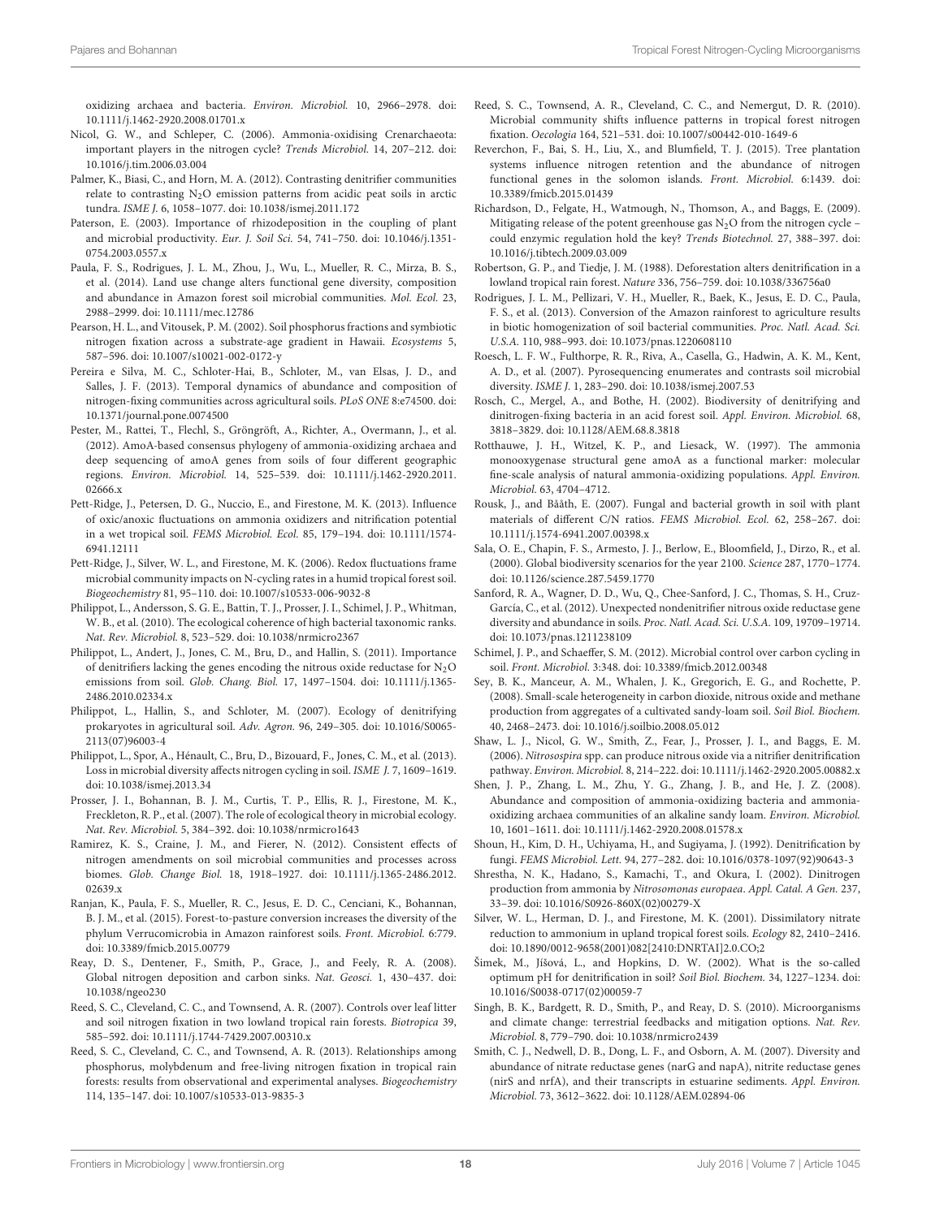oxidizing archaea and bacteria. *Environ. Microbiol.* 10, 2966–2978. doi: 10.1111/j.1462-2920.2008.01701.x

Nicol, G. W., and Schleper, C. (2006). Ammonia-oxidising Crenarchaeota: important players in the nitrogen cycle? *Trends Microbiol.* 14, 207–212. doi: 10.1016/j.tim.2006.03.004

Palmer, K., Biasi, C., and Horn, M. A. (2012). Contrasting denitrifier communities relate to contrasting $N_2O$ emission patterns from acidic peat soils in arctic tundra. *ISME J.* 6, 1058–1077. doi: 10.1038/ismej.2011.172

Paterson, E. (2003). Importance of rhizodeposition in the coupling of plant and microbial productivity. *Eur. J. Soil Sci.* 54, 741–750. doi: 10.1046/j.1351-0754.2003.0557.x

Paula, F. S., Rodrigues, J. L. M., Zhou, J., Wu, L., Mueller, R. C., Mirza, B. S., et al. (2014). Land use change alters functional gene diversity, composition and abundance in Amazon forest soil microbial communities. *Mol. Ecol.* 23, 2988–2999. doi: 10.1111/mec.12786

Pearson, H. L., and Vitousek, P. M. (2002). Soil phosphorus fractions and symbiotic nitrogen fixation across a substrate-age gradient in Hawaii. *Ecosystems* 5, 587–596. doi: 10.1007/s10021-002-0172-y

Pereira e Silva, M. C., Schloter-Hai, B., Schloter, M., van Elsas, J. D., and Salles, J. F. (2013). Temporal dynamics of abundance and composition of nitrogen-fixing communities across agricultural soils. *PLoS ONE* 8:e74500. doi: 10.1371/journal.pone.0074500

Pester, M., Rattei, T., Flechl, S., Gröngröft, A., Richter, A., Overmann, J., et al. (2012). AmoA-based consensus phylogeny of ammonia-oxidizing archaea and deep sequencing of amoA genes from soils of four different geographic regions. *Environ. Microbiol.* 14, 525–539. doi: 10.1111/j.1462-2920.2011.02666.x

Pett-Ridge, J., Petersen, D. G., Nuccio, E., and Firestone, M. K. (2013). Influence of oxic/anoxic fluctuations on ammonia oxidizers and nitrification potential in a wet tropical soil. *FEMS Microbiol. Ecol.* 85, 179–194. doi: 10.1111/1574-6941.12111

Pett-Ridge, J., Silver, W. L., and Firestone, M. K. (2006). Redox fluctuations frame microbial community impacts on N-cycling rates in a humid tropical forest soil. *Biogeochemistry* 81, 95–110. doi: 10.1007/s10533-006-9032-8

Philippot, L., Andersson, S. G. E., Battin, T. J., Prosser, J. I., Schimel, J. P., Whitman, W. B., et al. (2010). The ecological coherence of high bacterial taxonomic ranks. *Nat. Rev. Microbiol.* 8, 523–529. doi: 10.1038/nrmicro2367

Philippot, L., Andert, J., Jones, C. M., Bru, D., and Hallin, S. (2011). Importance of denitrifiers lacking the genes encoding the nitrous oxide reductase for $N_2O$ emissions from soil. *Glob. Chang. Biol.* 17, 1497–1504. doi: 10.1111/j.1365-2486.2010.02334.x

Philippot, L., Hallin, S., and Schloter, M. (2007). Ecology of denitrifying prokaryotes in agricultural soil. *Adv. Agron.* 96, 249–305. doi: 10.1016/S0065-2113(07)96003-4

Philippot, L., Spor, A., Hénault, C., Bru, D., Bizouard, F., Jones, C. M., et al. (2013). Loss in microbial diversity affects nitrogen cycling in soil. *ISME J.* 7, 1609–1619. doi: 10.1038/ismej.2013.34

Prosser, J. I., Bohannan, B. J. M., Curtis, T. P., Ellis, R. J., Firestone, M. K., Freckleton, R. P., et al. (2007). The role of ecological theory in microbial ecology. *Nat. Rev. Microbiol.* 5, 384–392. doi: 10.1038/nrmicro1643

Ramirez, K. S., Craine, J. M., and Fierer, N. (2012). Consistent effects of nitrogen amendments on soil microbial communities and processes across biomes. *Glob. Change Biol.* 18, 1918–1927. doi: 10.1111/j.1365-2486.2012.02639.x

Ranjan, K., Paula, F. S., Mueller, R. C., Jesus, E. D. C., Cenciani, K., Bohannan, B. J. M., et al. (2015). Forest-to-pasture conversion increases the diversity of the phylum Verrucomicrobia in Amazon rainforest soils. *Front. Microbiol.* 6:779. doi: 10.3389/fmicb.2015.00779

Reay, D. S., Dentener, F., Smith, P., Grace, J., and Feely, R. A. (2008). Global nitrogen deposition and carbon sinks. *Nat. Geosci.* 1, 430–437. doi: 10.1038/ngeo230

Reed, S. C., Cleveland, C. C., and Townsend, A. R. (2007). Controls over leaf litter and soil nitrogen fixation in two lowland tropical rain forests. *Biotropica* 39, 585–592. doi: 10.1111/j.1744-7429.2007.00310.x

Reed, S. C., Cleveland, C. C., and Townsend, A. R. (2013). Relationships among phosphorus, molybdenum and free-living nitrogen fixation in tropical rain forests: results from observational and experimental analyses. *Biogeochemistry* 114, 135–147. doi: 10.1007/s10533-013-9835-3

Reed, S. C., Townsend, A. R., Cleveland, C. C., and Nemergut, D. R. (2010). Microbial community shifts influence patterns in tropical forest nitrogen fixation. *Oecologia* 164, 521–531. doi: 10.1007/s00442-010-1649-6

Reverchon, F., Bai, S. H., Liu, X., and Blumfield, T. J. (2015). Tree plantation systems influence nitrogen retention and the abundance of nitrogen functional genes in the solomon islands. *Front. Microbiol.* 6:1439. doi: 10.3389/fmicb.2015.01439

Richardson, D., Felgate, H., Watmough, N., Thomson, A., and Baggs, E. (2009). Mitigating release of the potent greenhouse gas $N_2O$ from the nitrogen cycle – could enzymic regulation hold the key? *Trends Biotechnol.* 27, 388–397. doi: 10.1016/j.tibtech.2009.03.009

Robertson, G. P., and Tiedje, J. M. (1988). Deforestation alters denitrification in a lowland tropical rain forest. *Nature* 336, 756–759. doi: 10.1038/336756a0

Rodrigues, J. L. M., Pellizari, V. H., Mueller, R., Baek, K., Jesus, E. D. C., Paula, F. S., et al. (2013). Conversion of the Amazon rainforest to agriculture results in biotic homogenization of soil bacterial communities. *Proc. Natl. Acad. Sci. U.S.A.* 110, 988–993. doi: 10.1073/pnas.1220608110

Roesch, L. F. W., Fulthorpe, R. R., Riva, A., Casella, G., Hadwin, A. K. M., Kent, A. D., et al. (2007). Pyrosequencing enumerates and contrasts soil microbial diversity. *ISME J.* 1, 283–290. doi: 10.1038/ismej.2007.53

Rosch, C., Mergel, A., and Bothe, H. (2002). Biodiversity of denitrifying and dinitrogen-fixing bacteria in an acid forest soil. *Appl. Environ. Microbiol.* 68, 3818–3829. doi: 10.1128/AEM.68.8.3818

Rotthauwe, J. H., Witzel, K. P., and Liesack, W. (1997). The ammonia monooxygenase structural gene amoA as a functional marker: molecular fine-scale analysis of natural ammonia-oxidizing populations. *Appl. Environ. Microbiol.* 63, 4704–4712.

Rousk, J., and Bååth, E. (2007). Fungal and bacterial growth in soil with plant materials of different C/N ratios. *FEMS Microbiol. Ecol.* 62, 258–267. doi: 10.1111/j.1574-6941.2007.00398.x

Sala, O. E., Chapin, F. S., Armesto, J. J., Berlow, E., Bloomfield, J., Dirzo, R., et al. (2000). Global biodiversity scenarios for the year 2100. *Science* 287, 1770–1774. doi: 10.1126/science.287.5459.1770

Sanford, R. A., Wagner, D. D., Wu, Q., Chee-Sanford, J. C., Thomas, S. H., Cruz-García, C., et al. (2012). Unexpected nondenitrifier nitrous oxide reductase gene diversity and abundance in soils. *Proc. Natl. Acad. Sci. U.S.A.* 109, 19709–19714. doi: 10.1073/pnas.1211238109

Schimel, J. P., and Schaeffer, S. M. (2012). Microbial control over carbon cycling in soil. *Front. Microbiol.* 3:348. doi: 10.3389/fmicb.2012.00348

Sey, B. K., Manceur, A. M., Whalen, J. K., Gregorich, E. G., and Rochette, P. (2008). Small-scale heterogeneity in carbon dioxide, nitrous oxide and methane production from aggregates of a cultivated sandy-loam soil. *Soil Biol. Biochem.* 40, 2468–2473. doi: 10.1016/j.soilbio.2008.05.012

Shaw, L. J., Nicol, G. W., Smith, Z., Fear, J., Prosser, J. I., and Baggs, E. M. (2006). *Nitrosospira* spp. can produce nitrous oxide via a nitrifier denitrification pathway. *Environ. Microbiol.* 8, 214–222. doi: 10.1111/j.1462-2920.2005.00882.x

Shen, J. P., Zhang, L. M., Zhu, Y. G., Zhang, J. B., and He, J. Z. (2008). Abundance and composition of ammonia-oxidizing bacteria and ammonia-oxidizing archaea communities of an alkaline sandy loam. *Environ. Microbiol.* 10, 1601–1611. doi: 10.1111/j.1462-2920.2008.01578.x

Shoun, H., Kim, D. H., Uchiyama, H., and Sugiyama, J. (1992). Denitrification by fungi. *FEMS Microbiol. Lett.* 94, 277–282. doi: 10.1016/0378-1097(92)90643-3

Shrestha, N. K., Hadano, S., Kamachi, T., and Okura, I. (2002). Dinitrogen production from ammonia by *Nitrosomonas europaea*. *Appl. Catal. A Gen.* 237, 33–39. doi: 10.1016/S0926-860X(02)00279-X

Silver, W. L., Herman, D. J., and Firestone, M. K. (2001). Dissimilatory nitrate reduction to ammonium in upland tropical forest soils. *Ecology* 82, 2410–2416. doi: 10.1890/0012-9658(2001)082[2410:DNRTAI]2.0.CO;2

Šimek, M., Jíšová, L., and Hopkins, D. W. (2002). What is the so-called optimum pH for denitrification in soil? *Soil Biol. Biochem.* 34, 1227–1234. doi: 10.1016/S0038-0717(02)00059-7

Singh, B. K., Bardgett, R. D., Smith, P., and Reay, D. S. (2010). Microorganisms and climate change: terrestrial feedbacks and mitigation options. *Nat. Rev. Microbiol.* 8, 779–790. doi: 10.1038/nrmicro2439

Smith, C. J., Nedwell, D. B., Dong, L. F., and Osborn, A. M. (2007). Diversity and abundance of nitrate reductase genes (narG and napA), nitrite reductase genes (nirS and nrfA), and their transcripts in estuarine sediments. *Appl. Environ. Microbiol.* 73, 3612–3622. doi: 10.1128/AEM.02894-06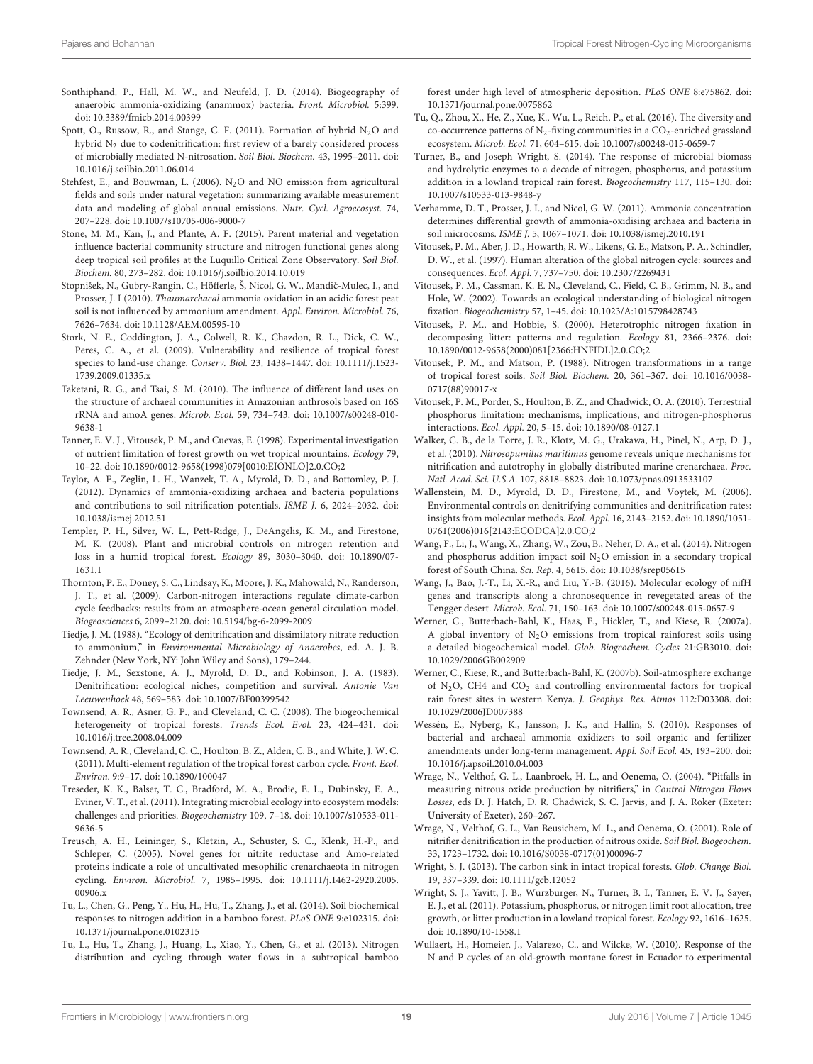Sonthiphand, P., Hall, M. W., and Neufeld, J. D. (2014). Biogeography of anaerobic ammonia-oxidizing (anammox) bacteria. *Front. Microbiol.* 5:399. doi: 10.3389/fmicb.2014.00399

Spott, O., Russow, R., and Stange, C. F. (2011). Formation of hybrid $N_2O$ and hybrid $N_2$ due to codenitrification: first review of a barely considered process of microbially mediated N-nitrosation. *Soil Biol. Biochem.* 43, 1995–2011. doi: 10.1016/j.soilbio.2011.06.014

Stehfest, E., and Bouwman, L. (2006). $N_2O$ and NO emission from agricultural fields and soils under natural vegetation: summarizing available measurement data and modeling of global annual emissions. *Nutr. Cycl. Agroecosyst.* 74, 207–228. doi: 10.1007/s10705-006-9000-7

Stone, M. M., Kan, J., and Plante, A. F. (2015). Parent material and vegetation influence bacterial community structure and nitrogen functional genes along deep tropical soil profiles at the Luquillo Critical Zone Observatory. *Soil Biol. Biochem.* 80, 273–282. doi: 10.1016/j.soilbio.2014.10.019

Stopnišek, N., Gubry-Rangin, C., Höfferle, Š, Nicol, G. W., Mandič-Mulec, I., and Prosser, J. I (2010). *Thaumarchaeal* ammonia oxidation in an acidic forest peat soil is not influenced by ammonium amendment. *Appl. Environ. Microbiol.* 76, 7626–7634. doi: 10.1128/AEM.00595-10

Stork, N. E., Coddington, J. A., Colwell, R. K., Chazdon, R. L., Dick, C. W., Peres, C. A., et al. (2009). Vulnerability and resilience of tropical forest species to land-use change. *Conserv. Biol.* 23, 1438–1447. doi: 10.1111/j.1523-1739.2009.01335.x

Taketani, R. G., and Tsai, S. M. (2010). The influence of different land uses on the structure of archaeal communities in Amazonian anthrosols based on 16S rRNA and amoA genes. *Microb. Ecol.* 59, 734–743. doi: 10.1007/s00248-010-9638-1

Tanner, E. V. J., Vitousek, P. M., and Cuevas, E. (1998). Experimental investigation of nutrient limitation of forest growth on wet tropical mountains. *Ecology* 79, 10–22. doi: 10.1890/0012-9658(1998)079[0010:EIONLO]2.0.CO;2

Taylor, A. E., Zeglin, L. H., Wanzek, T. A., Myrold, D. D., and Bottomley, P. J. (2012). Dynamics of ammonia-oxidizing archaea and bacteria populations and contributions to soil nitrification potentials. *ISME J.* 6, 2024–2032. doi: 10.1038/ismej.2012.51

Templer, P. H., Silver, W. L., Pett-Ridge, J., DeAngelis, K. M., and Firestone, M. K. (2008). Plant and microbial controls on nitrogen retention and loss in a humid tropical forest. *Ecology* 89, 3030–3040. doi: 10.1890/07-1631.1

Thornton, P. E., Doney, S. C., Lindsay, K., Moore, J. K., Mahowald, N., Randerson, J. T., et al. (2009). Carbon-nitrogen interactions regulate climate-carbon cycle feedbacks: results from an atmosphere-ocean general circulation model. *Biogeosciences* 6, 2099–2120. doi: 10.5194/bg-6-2099-2009

Tiedje, J. M. (1988). "Ecology of denitrification and dissimilatory nitrate reduction to ammonium," in *Environmental Microbiology of Anaerobes*, ed. A. J. B. Zehnder (New York, NY: John Wiley and Sons), 179–244.

Tiedje, J. M., Sexstone, A. J., Myrold, D. D., and Robinson, J. A. (1983). Denitrification: ecological niches, competition and survival. *Antonie Van Leeuwenhoek* 48, 569–583. doi: 10.1007/BF00399542

Townsend, A. R., Asner, G. P., and Cleveland, C. C. (2008). The biogeochemical heterogeneity of tropical forests. *Trends Ecol. Evol.* 23, 424–431. doi: 10.1016/j.tree.2008.04.009

Townsend, A. R., Cleveland, C. C., Houlton, B. Z., Alden, C. B., and White, J. W. C. (2011). Multi-element regulation of the tropical forest carbon cycle. *Front. Ecol. Environ.* 9:9–17. doi: 10.1890/100047

Treseder, K. K., Balser, T. C., Bradford, M. A., Brodie, E. L., Dubinsky, E. A., Eviner, V. T., et al. (2011). Integrating microbial ecology into ecosystem models: challenges and priorities. *Biogeochemistry* 109, 7–18. doi: 10.1007/s10533-011-9636-5

Treusch, A. H., Leininger, S., Kletzin, A., Schuster, S. C., Klenk, H.-P., and Schleper, C. (2005). Novel genes for nitrite reductase and Amo-related proteins indicate a role of uncultivated mesophilic crenarchaeota in nitrogen cycling. *Environ. Microbiol.* 7, 1985–1995. doi: 10.1111/j.1462-2920.2005.00906.x

Tu, L., Chen, G., Peng, Y., Hu, H., Hu, T., Zhang, J., et al. (2014). Soil biochemical responses to nitrogen addition in a bamboo forest. *PLoS ONE* 9:e102315. doi: 10.1371/journal.pone.0102315

Tu, L., Hu, T., Zhang, J., Huang, L., Xiao, Y., Chen, G., et al. (2013). Nitrogen distribution and cycling through water flows in a subtropical bamboo forest under high level of atmospheric deposition. *PLoS ONE* 8:e75862. doi: 10.1371/journal.pone.0075862

Tu, Q., Zhou, X., He, Z., Xue, K., Wu, L., Reich, P., et al. (2016). The diversity and co-occurrence patterns of $N_2$-fixing communities in a $CO_2$-enriched grassland ecosystem. *Microb. Ecol.* 71, 604–615. doi: 10.1007/s00248-015-0659-7

Turner, B., and Joseph Wright, S. (2014). The response of microbial biomass and hydrolytic enzymes to a decade of nitrogen, phosphorus, and potassium addition in a lowland tropical rain forest. *Biogeochemistry* 117, 115–130. doi: 10.1007/s10533-013-9848-y

Verhamme, D. T., Prosser, J. I., and Nicol, G. W. (2011). Ammonia concentration determines differential growth of ammonia-oxidising archaea and bacteria in soil microcosms. *ISME J.* 5, 1067–1071. doi: 10.1038/ismej.2010.191

Vitousek, P. M., Aber, J. D., Howarth, R. W., Likens, G. E., Matson, P. A., Schindler, D. W., et al. (1997). Human alteration of the global nitrogen cycle: sources and consequences. *Ecol. Appl.* 7, 737–750. doi: 10.2307/2269431

Vitousek, P. M., Cassman, K. E. N., Cleveland, C., Field, C. B., Grimm, N. B., and Hole, W. (2002). Towards an ecological understanding of biological nitrogen fixation. *Biogeochemistry* 57, 1–45. doi: 10.1023/A:1015798428743

Vitousek, P. M., and Hobbie, S. (2000). Heterotrophic nitrogen fixation in decomposing litter: patterns and regulation. *Ecology* 81, 2366–2376. doi: 10.1890/0012-9658(2000)081[2366:HNFIDL]2.0.CO;2

Vitousek, P. M., and Matson, P. (1988). Nitrogen transformations in a range of tropical forest soils. *Soil Biol. Biochem.* 20, 361–367. doi: 10.1016/0038-0717(88)90017-x

Vitousek, P. M., Porder, S., Houlton, B. Z., and Chadwick, O. A. (2010). Terrestrial phosphorus limitation: mechanisms, implications, and nitrogen-phosphorus interactions. *Ecol. Appl.* 20, 5–15. doi: 10.1890/08-0127.1

Walker, C. B., de la Torre, J. R., Klotz, M. G., Urakawa, H., Pinel, N., Arp, D. J., et al. (2010). *Nitrosopumilus maritimus* genome reveals unique mechanisms for nitrification and autotrophy in globally distributed marine crenarchaea. *Proc. Natl. Acad. Sci. U.S.A.* 107, 8818–8823. doi: 10.1073/pnas.0913533107

Wallenstein, M. D., Myrold, D. D., Firestone, M., and Voytek, M. (2006). Environmental controls on denitrifying communities and denitrification rates: insights from molecular methods. *Ecol. Appl.* 16, 2143–2152. doi: 10.1890/1051-0761(2006)016[2143:ECODCA]2.0.CO;2

Wang, F., Li, J., Wang, X., Zhang, W., Zou, B., Neher, D. A., et al. (2014). Nitrogen and phosphorus addition impact soil $N_2O$ emission in a secondary tropical forest of South China. *Sci. Rep.* 4, 5615. doi: 10.1038/srep05615

Wang, J., Bao, J.-T., Li, X.-R., and Liu, Y.-B. (2016). Molecular ecology of nifH genes and transcripts along a chronosequence in revegetated areas of the Tengger desert. *Microb. Ecol.* 71, 150–163. doi: 10.1007/s00248-015-0657-9

Werner, C., Butterbach-Bahl, K., Haas, E., Hickler, T., and Kiese, R. (2007a). A global inventory of $N_2O$ emissions from tropical rainforest soils using a detailed biogeochemical model. *Glob. Biogeochem. Cycles* 21:GB3010. doi: 10.1029/2006GB002909

Werner, C., Kiese, R., and Butterbach-Bahl, K. (2007b). Soil-atmosphere exchange of $N_2O$, CH4 and $CO_2$ and controlling environmental factors for tropical rain forest sites in western Kenya. *J. Geophys. Res. Atmos* 112:D03308. doi: 10.1029/2006JD007388

Wessén, E., Nyberg, K., Jansson, J. K., and Hallin, S. (2010). Responses of bacterial and archaeal ammonia oxidizers to soil organic and fertilizer amendments under long-term management. *Appl. Soil Ecol.* 45, 193–200. doi: 10.1016/j.apsoil.2010.04.003

Wrage, N., Velthof, G. L., Laanbroek, H. L., and Oenema, O. (2004). "Pitfalls in measuring nitrous oxide production by nitrifiers," in *Control Nitrogen Flows Losses*, eds D. J. Hatch, D. R. Chadwick, S. C. Jarvis, and J. A. Roker (Exeter: University of Exeter), 260–267.

Wrage, N., Velthof, G. L., Van Beusichem, M. L., and Oenema, O. (2001). Role of nitrifier denitrification in the production of nitrous oxide. *Soil Biol. Biogeochem.* 33, 1723–1732. doi: 10.1016/S0038-0717(01)00096-7

Wright, S. J. (2013). The carbon sink in intact tropical forests. *Glob. Change Biol.* 19, 337–339. doi: 10.1111/gcb.12052

Wright, S. J., Yavitt, J. B., Wurzburger, N., Turner, B. I., Tanner, E. V. J., Sayer, E. J., et al. (2011). Potassium, phosphorus, or nitrogen limit root allocation, tree growth, or litter production in a lowland tropical forest. *Ecology* 92, 1616–1625. doi: 10.1890/10-1558.1

Wullaert, H., Homeier, J., Valarezo, C., and Wilcke, W. (2010). Response of the N and P cycles of an old-growth montane forest in Ecuador to experimental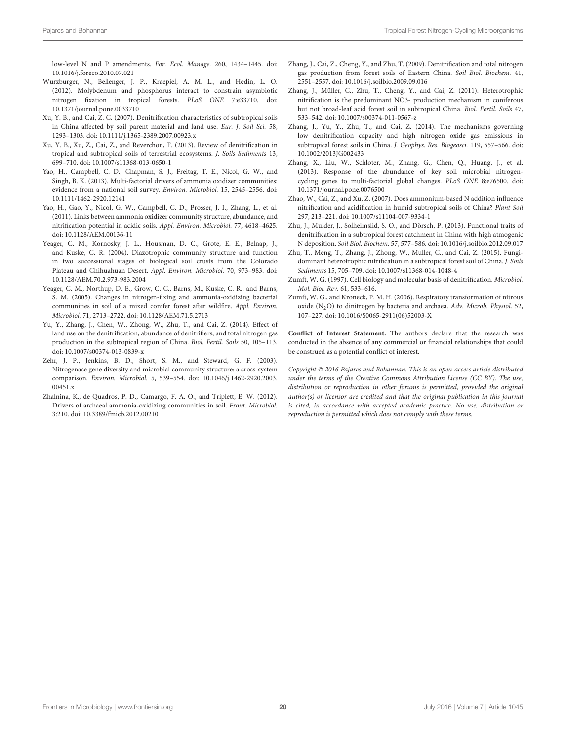low-level N and P amendments. *For. Ecol. Manage.* 260, 1434–1445. doi: 10.1016/j.foreco.2010.07.021

Wurzburger, N., Bellenger, J. P., Kraepiel, A. M. L., and Hedin, L. O. (2012). Molybdenum and phosphorus interact to constrain asymbiotic nitrogen fixation in tropical forests. *PLoS ONE* 7:e33710. doi: 10.1371/journal.pone.0033710

Xu, Y. B., and Cai, Z. C. (2007). Denitrification characteristics of subtropical soils in China affected by soil parent material and land use. *Eur. J. Soil Sci.* 58, 1293–1303. doi: 10.1111/j.1365-2389.2007.00923.x

Xu, Y. B., Xu, Z., Cai, Z., and Reverchon, F. (2013). Review of denitrification in tropical and subtropical soils of terrestrial ecosystems. *J. Soils Sediments* 13, 699–710. doi: 10.1007/s11368-013-0650-1

Yao, H., Campbell, C. D., Chapman, S. J., Freitag, T. E., Nicol, G. W., and Singh, B. K. (2013). Multi-factorial drivers of ammonia oxidizer communities: evidence from a national soil survey. *Environ. Microbiol.* 15, 2545–2556. doi: 10.1111/1462-2920.12141

Yao, H., Gao, Y., Nicol, G. W., Campbell, C. D., Prosser, J. I., Zhang, L., et al. (2011). Links between ammonia oxidizer community structure, abundance, and nitrification potential in acidic soils. *Appl. Environ. Microbiol.* 77, 4618–4625. doi: 10.1128/AEM.00136-11

Yeager, C. M., Kornosky, J. L., Housman, D. C., Grote, E. E., Belnap, J., and Kuske, C. R. (2004). Diazotrophic community structure and function in two successional stages of biological soil crusts from the Colorado Plateau and Chihuahuan Desert. *Appl. Environ. Microbiol.* 70, 973–983. doi: 10.1128/AEM.70.2.973-983.2004

Yeager, C. M., Northup, D. E., Grow, C. C., Barns, M., Kuske, C. R., and Barns, S. M. (2005). Changes in nitrogen-fixing and ammonia-oxidizing bacterial communities in soil of a mixed conifer forest after wildfire. *Appl. Environ. Microbiol.* 71, 2713–2722. doi: 10.1128/AEM.71.5.2713

Yu, Y., Zhang, J., Chen, W., Zhong, W., Zhu, T., and Cai, Z. (2014). Effect of land use on the denitrification, abundance of denitrifiers, and total nitrogen gas production in the subtropical region of China. *Biol. Fertil. Soils* 50, 105–113. doi: 10.1007/s00374-013-0839-x

Zehr, J. P., Jenkins, B. D., Short, S. M., and Steward, G. F. (2003). Nitrogenase gene diversity and microbial community structure: a cross-system comparison. *Environ. Microbiol.* 5, 539–554. doi: 10.1046/j.1462-2920.2003.00451.x

Zhalnina, K., de Quadros, P. D., Camargo, F. A. O., and Triplett, E. W. (2012). Drivers of archaeal ammonia-oxidizing communities in soil. *Front. Microbiol.* 3:210. doi: 10.3389/fmicb.2012.00210

Zhang, J., Cai, Z., Cheng, Y., and Zhu, T. (2009). Denitrification and total nitrogen gas production from forest soils of Eastern China. *Soil Biol. Biochem.* 41, 2551–2557. doi: 10.1016/j.soilbio.2009.09.016

Zhang, J., Müller, C., Zhu, T., Cheng, Y., and Cai, Z. (2011). Heterotrophic nitrification is the predominant NO3- production mechanism in coniferous but not broad-leaf acid forest soil in subtropical China. *Biol. Fertil. Soils* 47, 533–542. doi: 10.1007/s00374-011-0567-z

Zhang, J., Yu, Y., Zhu, T., and Cai, Z. (2014). The mechanisms governing low denitrification capacity and high nitrogen oxide gas emissions in subtropical forest soils in China. *J. Geophys. Res. Biogeosci.* 119, 557–566. doi: 10.1002/2013JG002433

Zhang, X., Liu, W., Schloter, M., Zhang, G., Chen, Q., Huang, J., et al. (2013). Response of the abundance of key soil microbial nitrogen-cycling genes to multi-factorial global changes. *PLoS ONE* 8:e76500. doi: 10.1371/journal.pone.0076500

Zhao, W., Cai, Z., and Xu, Z. (2007). Does ammonium-based N addition influence nitrification and acidification in humid subtropical soils of China? *Plant Soil* 297, 213–221. doi: 10.1007/s11104-007-9334-1

Zhu, J., Mulder, J., Solheimslid, S. O., and Dörsch, P. (2013). Functional traits of denitrification in a subtropical forest catchment in China with high atmogenic N deposition. *Soil Biol. Biochem.* 57, 577–586. doi: 10.1016/j.soilbio.2012.09.017

Zhu, T., Meng, T., Zhang, J., Zhong, W., Muller, C., and Cai, Z. (2015). Fungi-dominant heterotrophic nitrification in a subtropical forest soil of China. *J. Soils Sediments* 15, 705–709. doi: 10.1007/s11368-014-1048-4

Zumft, W. G. (1997). Cell biology and molecular basis of denitrification. *Microbiol. Mol. Biol. Rev.* 61, 533–616.

Zumft, W. G., and Kroneck, P. M. H. (2006). Respiratory transformation of nitrous oxide ($N_2O$) to dinitrogen by bacteria and archaea. *Adv. Microb. Physiol.* 52, 107–227. doi: 10.1016/S0065-2911(06)52003-X

**Conflict of Interest Statement:** The authors declare that the research was conducted in the absence of any commercial or financial relationships that could be construed as a potential conflict of interest.

*Copyright © 2016 Pajares and Bohannan. This is an open-access article distributed under the terms of the Creative Commons Attribution License (CC BY). The use, distribution or reproduction in other forums is permitted, provided the original author(s) or licensor are credited and that the original publication in this journal is cited, in accordance with accepted academic practice. No use, distribution or reproduction is permitted which does not comply with these terms.*